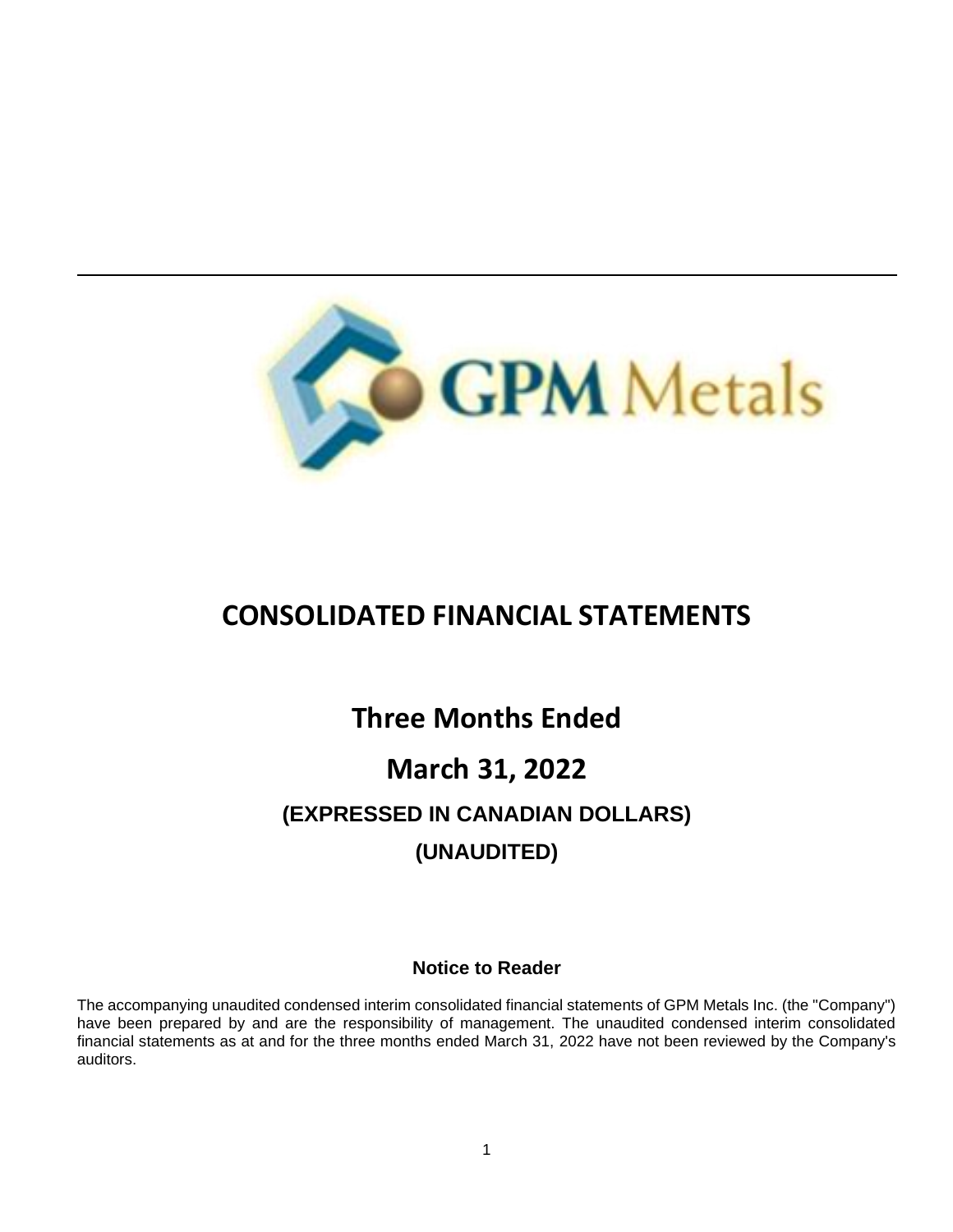# CONSOLIDATED FINANCIAL STATEMENTS

## Three Months Ended

## March 31, 2022

### (EXPRESSED IN CANADIAN DOLLARS)

### (UNAUDITED)

**Notice to Reader**

The accompanying unaudited condensed interim consolidated financial statements of GPM Metals Inc. (the "Company") have been prepared by and are the responsibility of management. The unaudited condensed interim consolidated financial statements as at and for the three months ended March 31, 2022 have not been reviewed by the Company's auditors.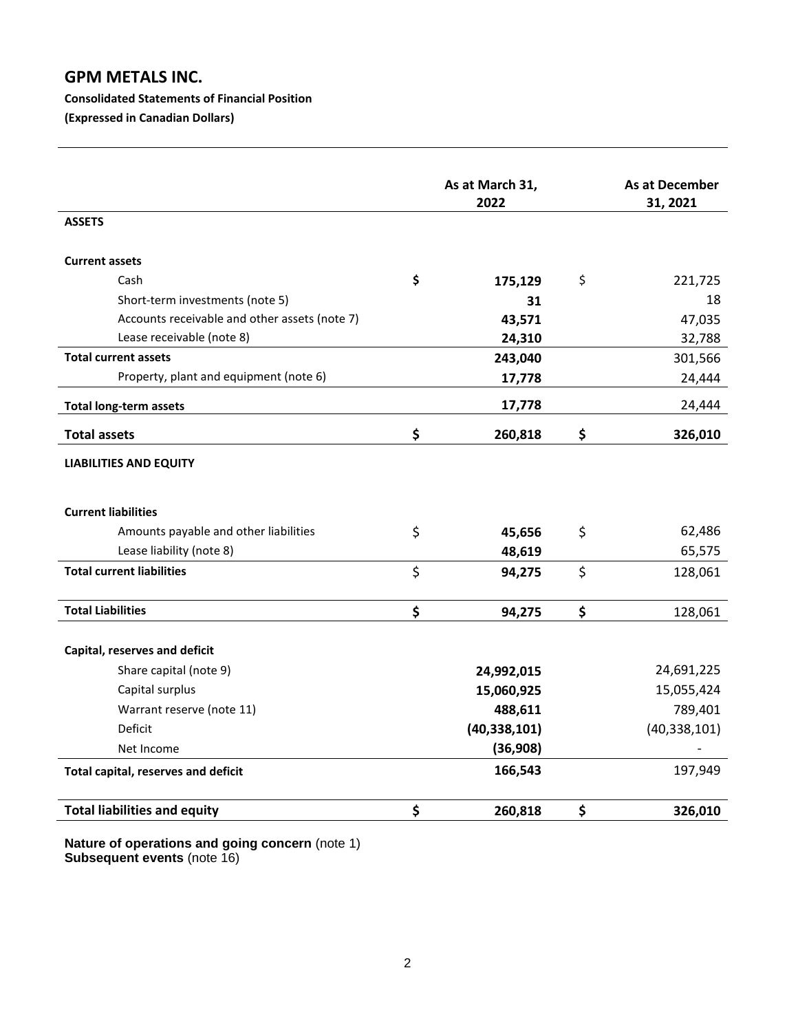# GPM METALS INC.

**Consolidated Statements of Financial Position**

**(Expressed in Canadian Dollars)**

| | As at March 31, 2022 | As at December 31, 2021 |
|---|---|---|
| **ASSETS** | | |
| **Current assets** | | |
| Cash | **$ 175,129** | $ 221,725 |
| Short-term investments (note 5) | **31** | 18 |
| Accounts receivable and other assets (note 7) | **43,571** | 47,035 |
| Lease receivable (note 8) | **24,310** | 32,788 |
| **Total current assets** | **243,040** | 301,566 |
| Property, plant and equipment (note 6) | **17,778** | 24,444 |
| **Total long-term assets** | **17,778** | 24,444 |
| **Total assets** | **$ 260,818** | **$ 326,010** |
| **LIABILITIES AND EQUITY** | | |
| **Current liabilities** | | |
| Amounts payable and other liabilities | $ **45,656** | $ 62,486 |
| Lease liability (note 8) | **48,619** | 65,575 |
| **Total current liabilities** | $ **94,275** | $ 128,061 |
| **Total Liabilities** | **$ 94,275** | **$** 128,061 |
| **Capital, reserves and deficit** | | |
| Share capital (note 9) | **24,992,015** | 24,691,225 |
| Capital surplus | **15,060,925** | 15,055,424 |
| Warrant reserve (note 11) | **488,611** | 789,401 |
| Deficit | **(40,338,101)** | (40,338,101) |
| Net Income | **(36,908)** | - |
| **Total capital, reserves and deficit** | **166,543** | 197,949 |
| **Total liabilities and equity** | **$ 260,818** | **$ 326,010** |

**Nature of operations and going concern** (note 1)
**Subsequent events** (note 16)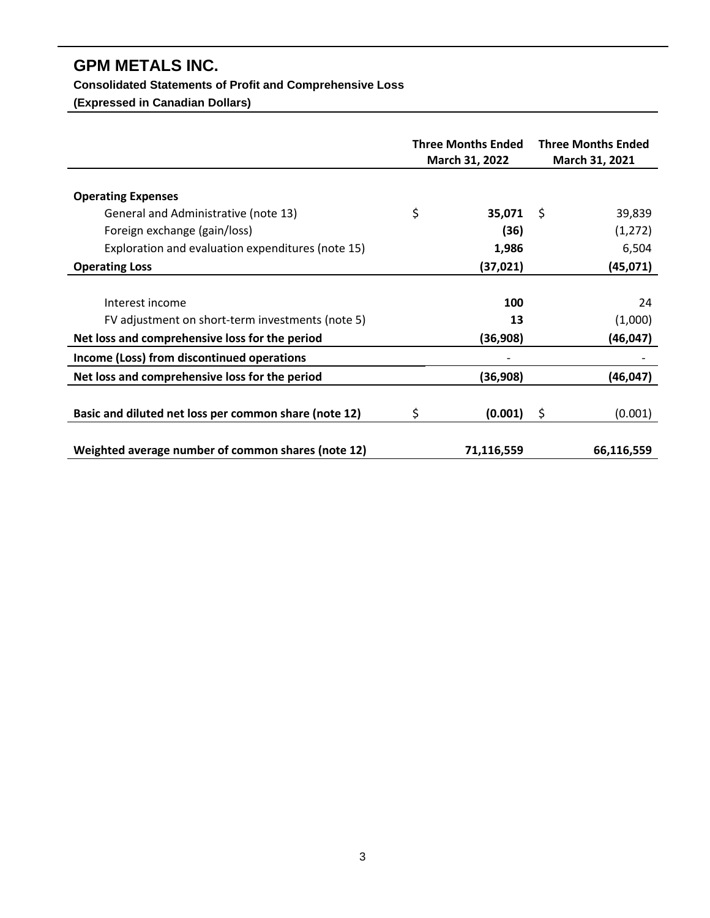# GPM METALS INC.

**Consolidated Statements of Profit and Comprehensive Loss**

**(Expressed in Canadian Dollars)**

| | Three Months Ended March 31, 2022 | Three Months Ended March 31, 2021 |
|---|---|---|
| **Operating Expenses** | | |
| General and Administrative (note 13) | $ **35,071** | $ 39,839 |
| Foreign exchange (gain/loss) | **(36)** | (1,272) |
| Exploration and evaluation expenditures (note 15) | **1,986** | 6,504 |
| **Operating Loss** | **(37,021)** | **(45,071)** |
| Interest income | **100** | 24 |
| FV adjustment on short-term investments (note 5) | **13** | (1,000) |
| **Net loss and comprehensive loss for the period** | **(36,908)** | **(46,047)** |
| **Income (Loss) from discontinued operations** | - | - |
| **Net loss and comprehensive loss for the period** | **(36,908)** | **(46,047)** |
| **Basic and diluted net loss per common share (note 12)** | $ **(0.001)** | $ (0.001) |
| **Weighted average number of common shares (note 12)** | **71,116,559** | **66,116,559** |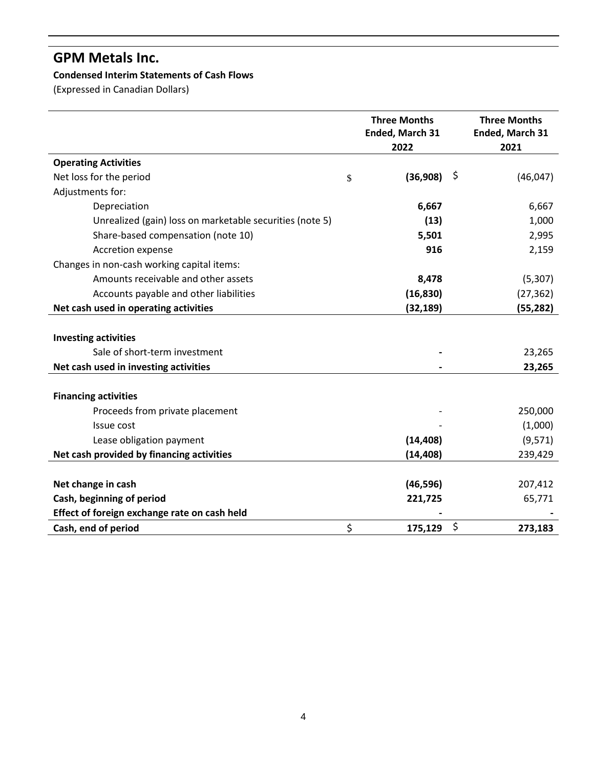# GPM Metals Inc.

**Condensed Interim Statements of Cash Flows**

(Expressed in Canadian Dollars)

| | Three Months Ended, March 31 2022 | Three Months Ended, March 31 2021 |
|---|---|---|
| **Operating Activities** | | |
| Net loss for the period | $ **(36,908)** | $ (46,047) |
| Adjustments for: | | |
| Depreciation | **6,667** | 6,667 |
| Unrealized (gain) loss on marketable securities (note 5) | **(13)** | 1,000 |
| Share-based compensation (note 10) | **5,501** | 2,995 |
| Accretion expense | **916** | 2,159 |
| Changes in non-cash working capital items: | | |
| Amounts receivable and other assets | **8,478** | (5,307) |
| Accounts payable and other liabilities | **(16,830)** | (27,362) |
| **Net cash used in operating activities** | **(32,189)** | **(55,282)** |
| | | |
| **Investing activities** | | |
| Sale of short-term investment | **-** | 23,265 |
| **Net cash used in investing activities** | **-** | **23,265** |
| | | |
| **Financing activities** | | |
| Proceeds from private placement | - | 250,000 |
| Issue cost | - | (1,000) |
| Lease obligation payment | **(14,408)** | (9,571) |
| **Net cash provided by financing activities** | **(14,408)** | 239,429 |
| | | |
| **Net change in cash** | **(46,596)** | 207,412 |
| **Cash, beginning of period** | **221,725** | 65,771 |
| **Effect of foreign exchange rate on cash held** | **-** | **-** |
| **Cash, end of period** | $ **175,129** | $ **273,183** |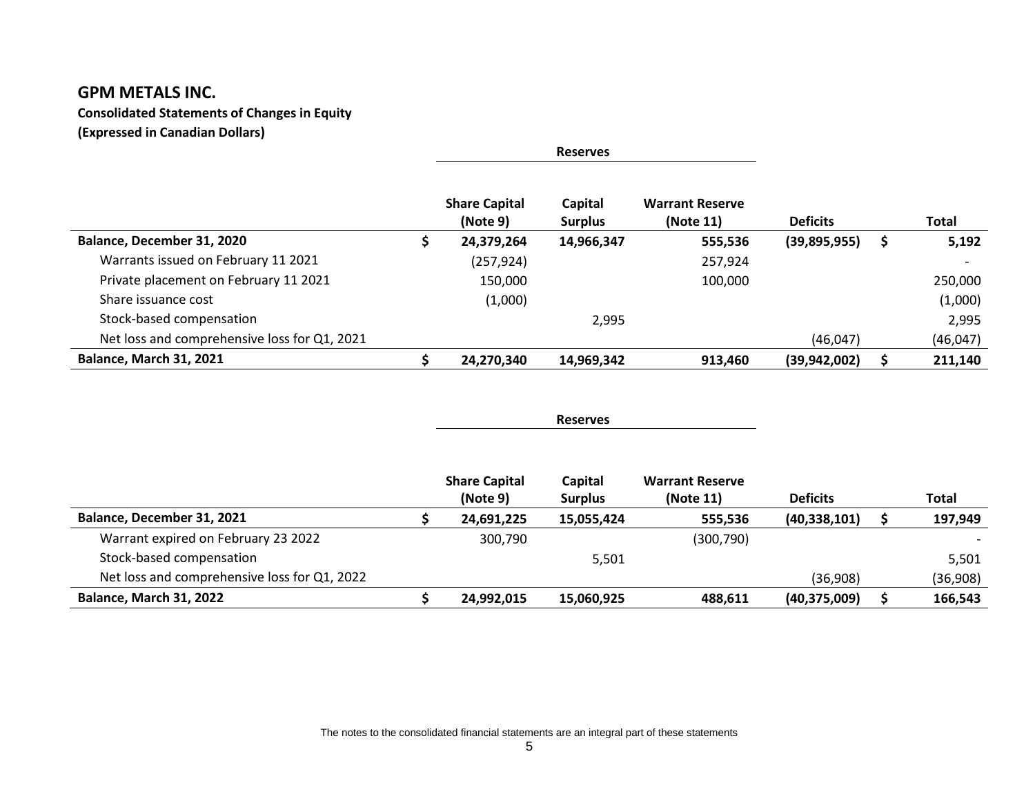# GPM METALS INC.

**Consolidated Statements of Changes in Equity**
**(Expressed in Canadian Dollars)**

| | | Reserves | | | |
|---|---|---|---|---|---|
| | **Share Capital (Note 9)** | **Capital Surplus** | **Warrant Reserve (Note 11)** | **Deficits** | **Total** |
| **Balance, December 31, 2020** | **$ 24,379,264** | **14,966,347** | **555,536** | **(39,895,955)** | **$ 5,192** |
| Warrants issued on February 11 2021 | (257,924) | | 257,924 | | - |
| Private placement on February 11 2021 | 150,000 | | 100,000 | | 250,000 |
| Share issuance cost | (1,000) | | | | (1,000) |
| Stock-based compensation | | 2,995 | | | 2,995 |
| Net loss and comprehensive loss for Q1, 2021 | | | | (46,047) | (46,047) |
| **Balance, March 31, 2021** | **$ 24,270,340** | **14,969,342** | **913,460** | **(39,942,002)** | **$ 211,140** |

| | | Reserves | | | |
|---|---|---|---|---|---|
| | **Share Capital (Note 9)** | **Capital Surplus** | **Warrant Reserve (Note 11)** | **Deficits** | **Total** |
| **Balance, December 31, 2021** | **$ 24,691,225** | **15,055,424** | **555,536** | **(40,338,101)** | **$ 197,949** |
| Warrant expired on February 23 2022 | 300,790 | | (300,790) | | - |
| Stock-based compensation | | 5,501 | | | 5,501 |
| Net loss and comprehensive loss for Q1, 2022 | | | | (36,908) | (36,908) |
| **Balance, March 31, 2022** | **$ 24,992,015** | **15,060,925** | **488,611** | **(40,375,009)** | **$ 166,543** |

The notes to the consolidated financial statements are an integral part of these statements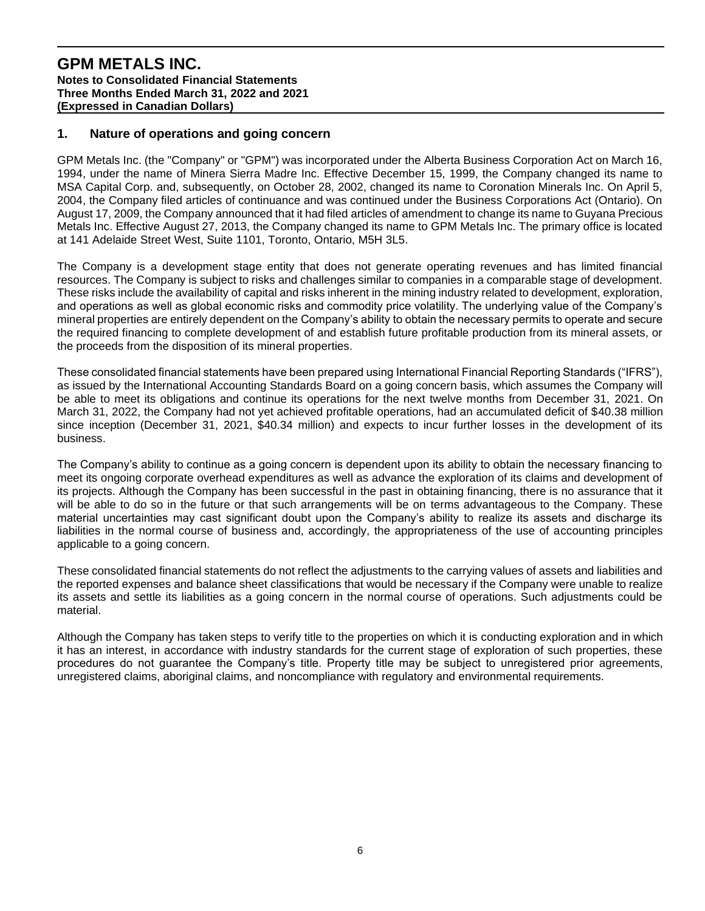# GPM METALS INC.

**Notes to Consolidated Financial Statements**
**Three Months Ended March 31, 2022 and 2021**
**(Expressed in Canadian Dollars)**

## 1. Nature of operations and going concern

GPM Metals Inc. (the "Company" or "GPM") was incorporated under the Alberta Business Corporation Act on March 16, 1994, under the name of Minera Sierra Madre Inc. Effective December 15, 1999, the Company changed its name to MSA Capital Corp. and, subsequently, on October 28, 2002, changed its name to Coronation Minerals Inc. On April 5, 2004, the Company filed articles of continuance and was continued under the Business Corporations Act (Ontario). On August 17, 2009, the Company announced that it had filed articles of amendment to change its name to Guyana Precious Metals Inc. Effective August 27, 2013, the Company changed its name to GPM Metals Inc. The primary office is located at 141 Adelaide Street West, Suite 1101, Toronto, Ontario, M5H 3L5.

The Company is a development stage entity that does not generate operating revenues and has limited financial resources. The Company is subject to risks and challenges similar to companies in a comparable stage of development. These risks include the availability of capital and risks inherent in the mining industry related to development, exploration, and operations as well as global economic risks and commodity price volatility. The underlying value of the Company's mineral properties are entirely dependent on the Company's ability to obtain the necessary permits to operate and secure the required financing to complete development of and establish future profitable production from its mineral assets, or the proceeds from the disposition of its mineral properties.

These consolidated financial statements have been prepared using International Financial Reporting Standards ("IFRS"), as issued by the International Accounting Standards Board on a going concern basis, which assumes the Company will be able to meet its obligations and continue its operations for the next twelve months from December 31, 2021. On March 31, 2022, the Company had not yet achieved profitable operations, had an accumulated deficit of $40.38 million since inception (December 31, 2021, $40.34 million) and expects to incur further losses in the development of its business.

The Company's ability to continue as a going concern is dependent upon its ability to obtain the necessary financing to meet its ongoing corporate overhead expenditures as well as advance the exploration of its claims and development of its projects. Although the Company has been successful in the past in obtaining financing, there is no assurance that it will be able to do so in the future or that such arrangements will be on terms advantageous to the Company. These material uncertainties may cast significant doubt upon the Company's ability to realize its assets and discharge its liabilities in the normal course of business and, accordingly, the appropriateness of the use of accounting principles applicable to a going concern.

These consolidated financial statements do not reflect the adjustments to the carrying values of assets and liabilities and the reported expenses and balance sheet classifications that would be necessary if the Company were unable to realize its assets and settle its liabilities as a going concern in the normal course of operations. Such adjustments could be material.

Although the Company has taken steps to verify title to the properties on which it is conducting exploration and in which it has an interest, in accordance with industry standards for the current stage of exploration of such properties, these procedures do not guarantee the Company's title. Property title may be subject to unregistered prior agreements, unregistered claims, aboriginal claims, and noncompliance with regulatory and environmental requirements.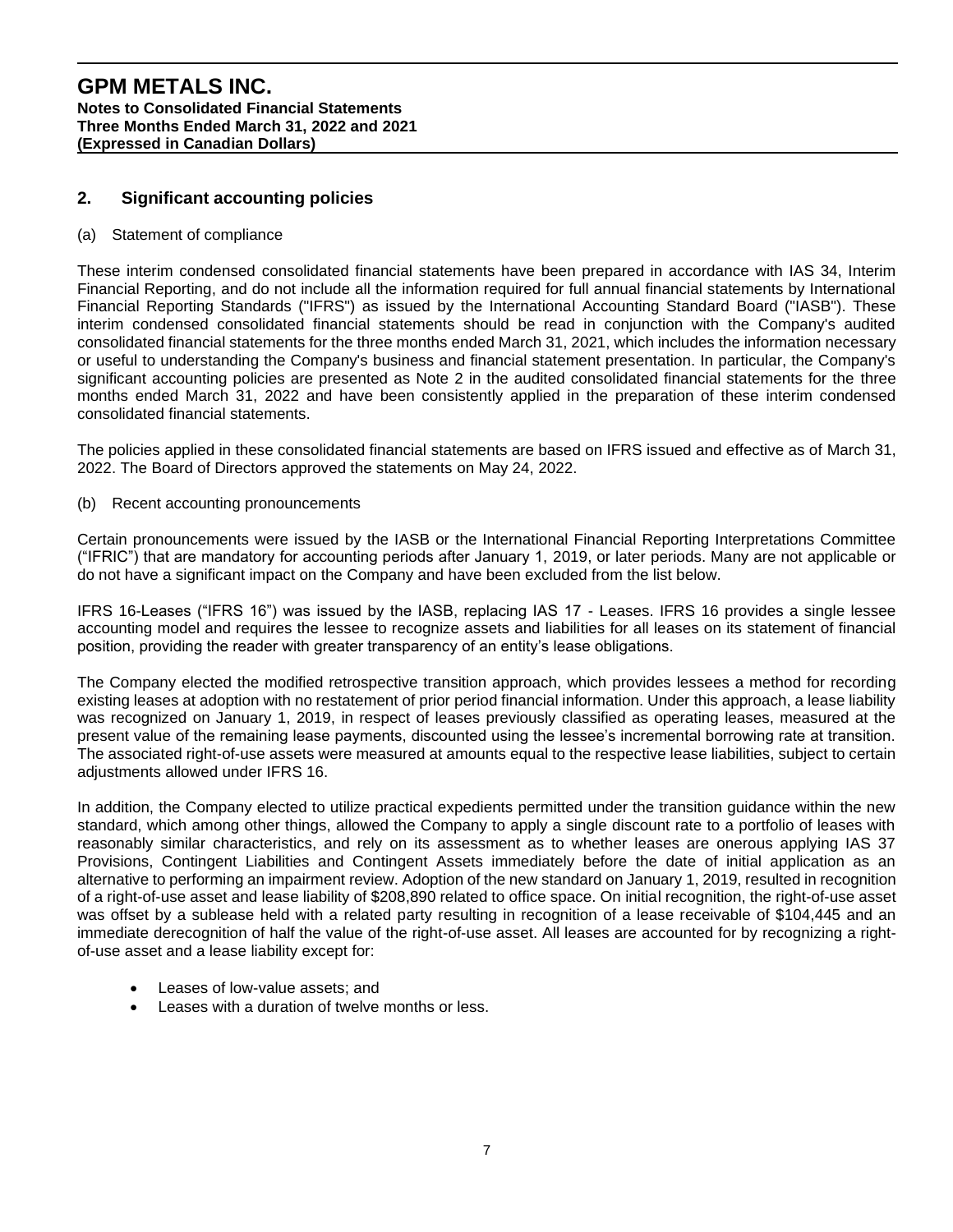## 2. Significant accounting policies

(a) Statement of compliance

These interim condensed consolidated financial statements have been prepared in accordance with IAS 34, Interim Financial Reporting, and do not include all the information required for full annual financial statements by International Financial Reporting Standards ("IFRS") as issued by the International Accounting Standard Board ("IASB"). These interim condensed consolidated financial statements should be read in conjunction with the Company's audited consolidated financial statements for the three months ended March 31, 2021, which includes the information necessary or useful to understanding the Company's business and financial statement presentation. In particular, the Company's significant accounting policies are presented as Note 2 in the audited consolidated financial statements for the three months ended March 31, 2022 and have been consistently applied in the preparation of these interim condensed consolidated financial statements.

The policies applied in these consolidated financial statements are based on IFRS issued and effective as of March 31, 2022. The Board of Directors approved the statements on May 24, 2022.

(b) Recent accounting pronouncements

Certain pronouncements were issued by the IASB or the International Financial Reporting Interpretations Committee ("IFRIC") that are mandatory for accounting periods after January 1, 2019, or later periods. Many are not applicable or do not have a significant impact on the Company and have been excluded from the list below.

IFRS 16-Leases ("IFRS 16") was issued by the IASB, replacing IAS 17 - Leases. IFRS 16 provides a single lessee accounting model and requires the lessee to recognize assets and liabilities for all leases on its statement of financial position, providing the reader with greater transparency of an entity's lease obligations.

The Company elected the modified retrospective transition approach, which provides lessees a method for recording existing leases at adoption with no restatement of prior period financial information. Under this approach, a lease liability was recognized on January 1, 2019, in respect of leases previously classified as operating leases, measured at the present value of the remaining lease payments, discounted using the lessee's incremental borrowing rate at transition. The associated right-of-use assets were measured at amounts equal to the respective lease liabilities, subject to certain adjustments allowed under IFRS 16.

In addition, the Company elected to utilize practical expedients permitted under the transition guidance within the new standard, which among other things, allowed the Company to apply a single discount rate to a portfolio of leases with reasonably similar characteristics, and rely on its assessment as to whether leases are onerous applying IAS 37 Provisions, Contingent Liabilities and Contingent Assets immediately before the date of initial application as an alternative to performing an impairment review. Adoption of the new standard on January 1, 2019, resulted in recognition of a right-of-use asset and lease liability of $208,890 related to office space. On initial recognition, the right-of-use asset was offset by a sublease held with a related party resulting in recognition of a lease receivable of $104,445 and an immediate derecognition of half the value of the right-of-use asset. All leases are accounted for by recognizing a right-of-use asset and a lease liability except for:

- Leases of low-value assets; and
- Leases with a duration of twelve months or less.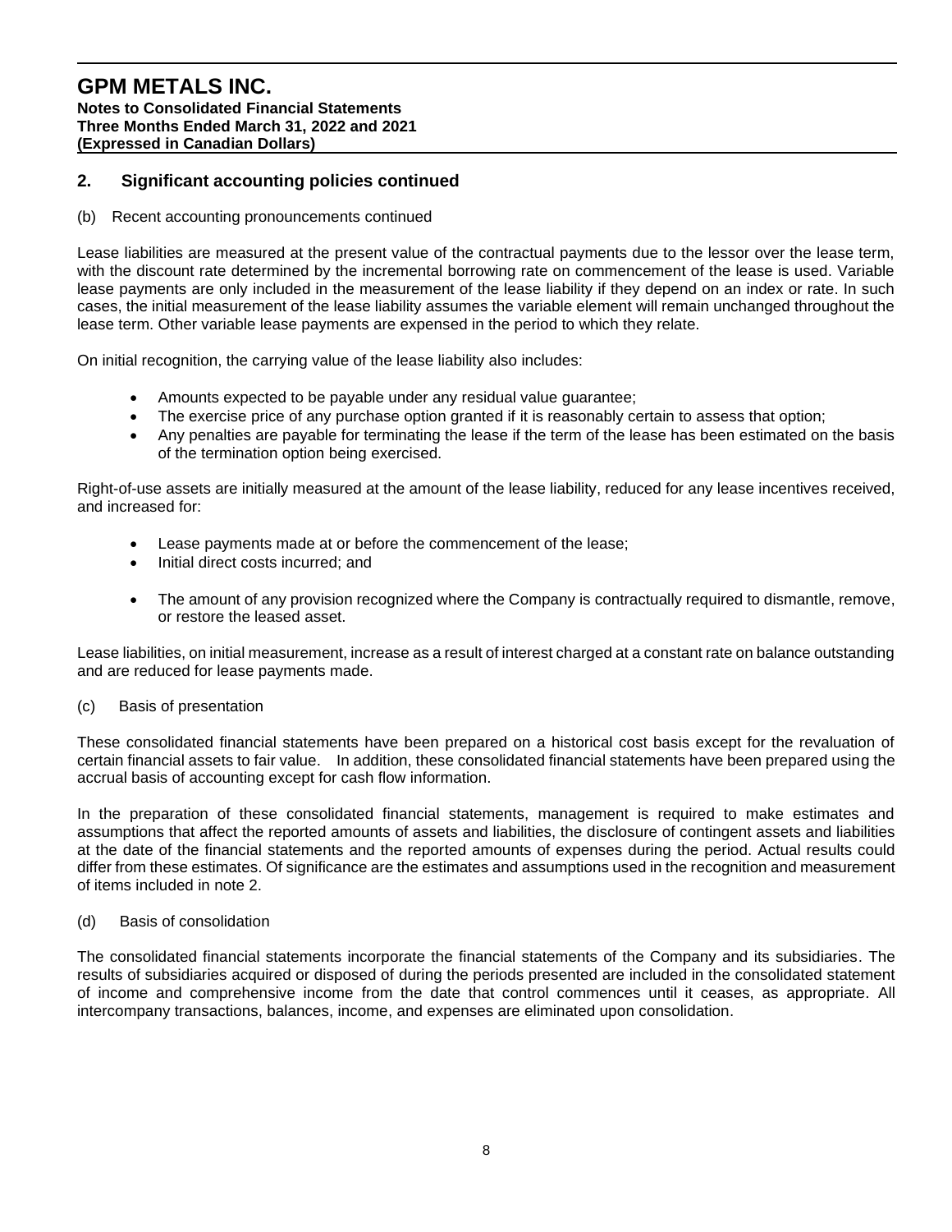## 2. Significant accounting policies continued

(b) Recent accounting pronouncements continued

Lease liabilities are measured at the present value of the contractual payments due to the lessor over the lease term, with the discount rate determined by the incremental borrowing rate on commencement of the lease is used. Variable lease payments are only included in the measurement of the lease liability if they depend on an index or rate. In such cases, the initial measurement of the lease liability assumes the variable element will remain unchanged throughout the lease term. Other variable lease payments are expensed in the period to which they relate.

On initial recognition, the carrying value of the lease liability also includes:

- Amounts expected to be payable under any residual value guarantee;
- The exercise price of any purchase option granted if it is reasonably certain to assess that option;
- Any penalties are payable for terminating the lease if the term of the lease has been estimated on the basis of the termination option being exercised.

Right-of-use assets are initially measured at the amount of the lease liability, reduced for any lease incentives received, and increased for:

- Lease payments made at or before the commencement of the lease;
- Initial direct costs incurred; and
- The amount of any provision recognized where the Company is contractually required to dismantle, remove, or restore the leased asset.

Lease liabilities, on initial measurement, increase as a result of interest charged at a constant rate on balance outstanding and are reduced for lease payments made.

(c) Basis of presentation

These consolidated financial statements have been prepared on a historical cost basis except for the revaluation of certain financial assets to fair value. In addition, these consolidated financial statements have been prepared using the accrual basis of accounting except for cash flow information.

In the preparation of these consolidated financial statements, management is required to make estimates and assumptions that affect the reported amounts of assets and liabilities, the disclosure of contingent assets and liabilities at the date of the financial statements and the reported amounts of expenses during the period. Actual results could differ from these estimates. Of significance are the estimates and assumptions used in the recognition and measurement of items included in note 2.

(d) Basis of consolidation

The consolidated financial statements incorporate the financial statements of the Company and its subsidiaries. The results of subsidiaries acquired or disposed of during the periods presented are included in the consolidated statement of income and comprehensive income from the date that control commences until it ceases, as appropriate. All intercompany transactions, balances, income, and expenses are eliminated upon consolidation.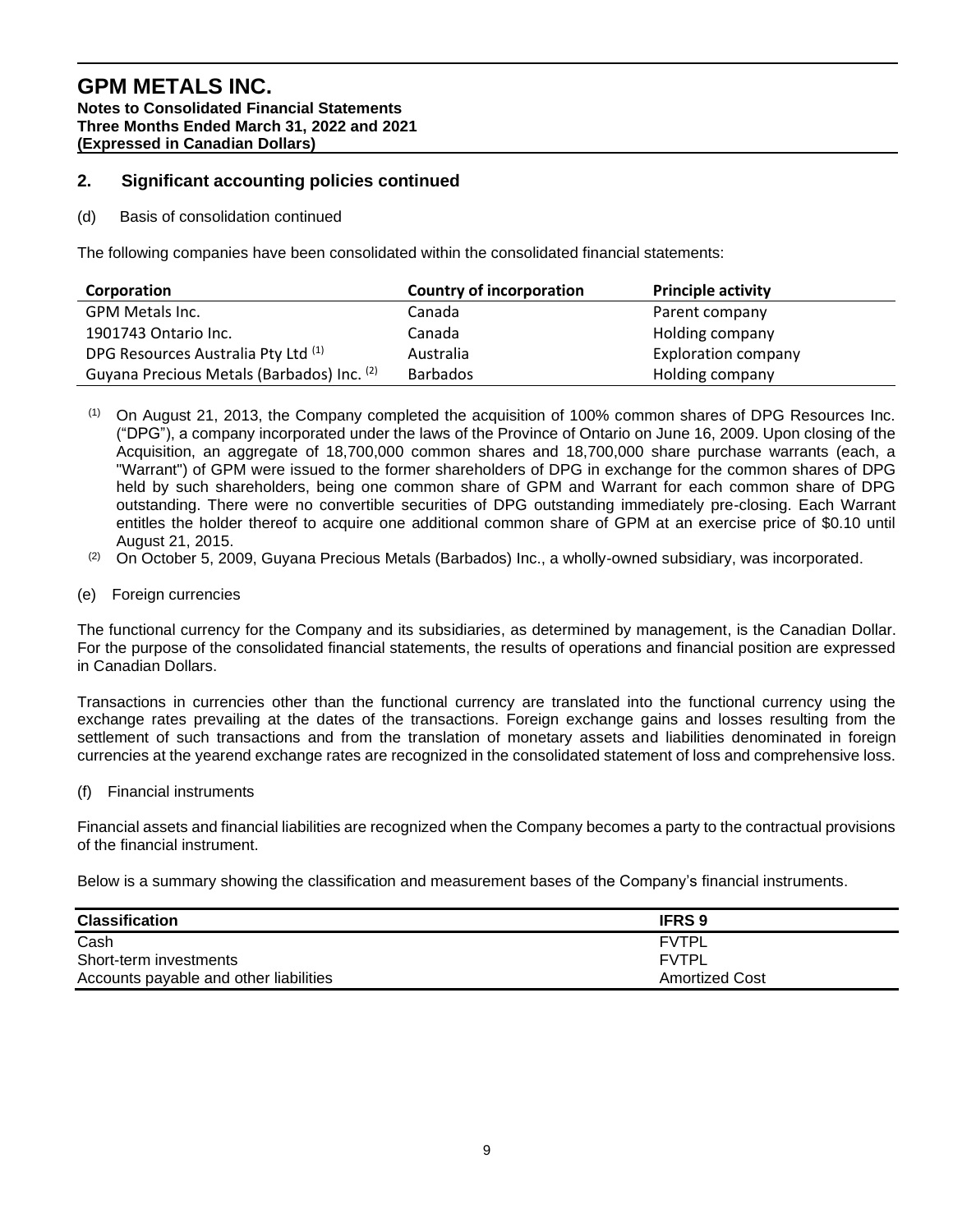## 2. Significant accounting policies continued

(d) Basis of consolidation continued

The following companies have been consolidated within the consolidated financial statements:

| Corporation | Country of incorporation | Principle activity |
|---|---|---|
| GPM Metals Inc. | Canada | Parent company |
| 1901743 Ontario Inc. | Canada | Holding company |
| DPG Resources Australia Pty Ltd [(1)] | Australia | Exploration company |
| Guyana Precious Metals (Barbados) Inc. [(2)] | Barbados | Holding company |

[(1)] On August 21, 2013, the Company completed the acquisition of 100% common shares of DPG Resources Inc. ("DPG"), a company incorporated under the laws of the Province of Ontario on June 16, 2009. Upon closing of the Acquisition, an aggregate of 18,700,000 common shares and 18,700,000 share purchase warrants (each, a "Warrant") of GPM were issued to the former shareholders of DPG in exchange for the common shares of DPG held by such shareholders, being one common share of GPM and Warrant for each common share of DPG outstanding. There were no convertible securities of DPG outstanding immediately pre-closing. Each Warrant entitles the holder thereof to acquire one additional common share of GPM at an exercise price of $0.10 until August 21, 2015.

[(2)] On October 5, 2009, Guyana Precious Metals (Barbados) Inc., a wholly-owned subsidiary, was incorporated.

(e) Foreign currencies

The functional currency for the Company and its subsidiaries, as determined by management, is the Canadian Dollar. For the purpose of the consolidated financial statements, the results of operations and financial position are expressed in Canadian Dollars.

Transactions in currencies other than the functional currency are translated into the functional currency using the exchange rates prevailing at the dates of the transactions. Foreign exchange gains and losses resulting from the settlement of such transactions and from the translation of monetary assets and liabilities denominated in foreign currencies at the yearend exchange rates are recognized in the consolidated statement of loss and comprehensive loss.

(f) Financial instruments

Financial assets and financial liabilities are recognized when the Company becomes a party to the contractual provisions of the financial instrument.

Below is a summary showing the classification and measurement bases of the Company's financial instruments.

| Classification | IFRS 9 |
|---|---|
| Cash | FVTPL |
| Short-term investments | FVTPL |
| Accounts payable and other liabilities | Amortized Cost |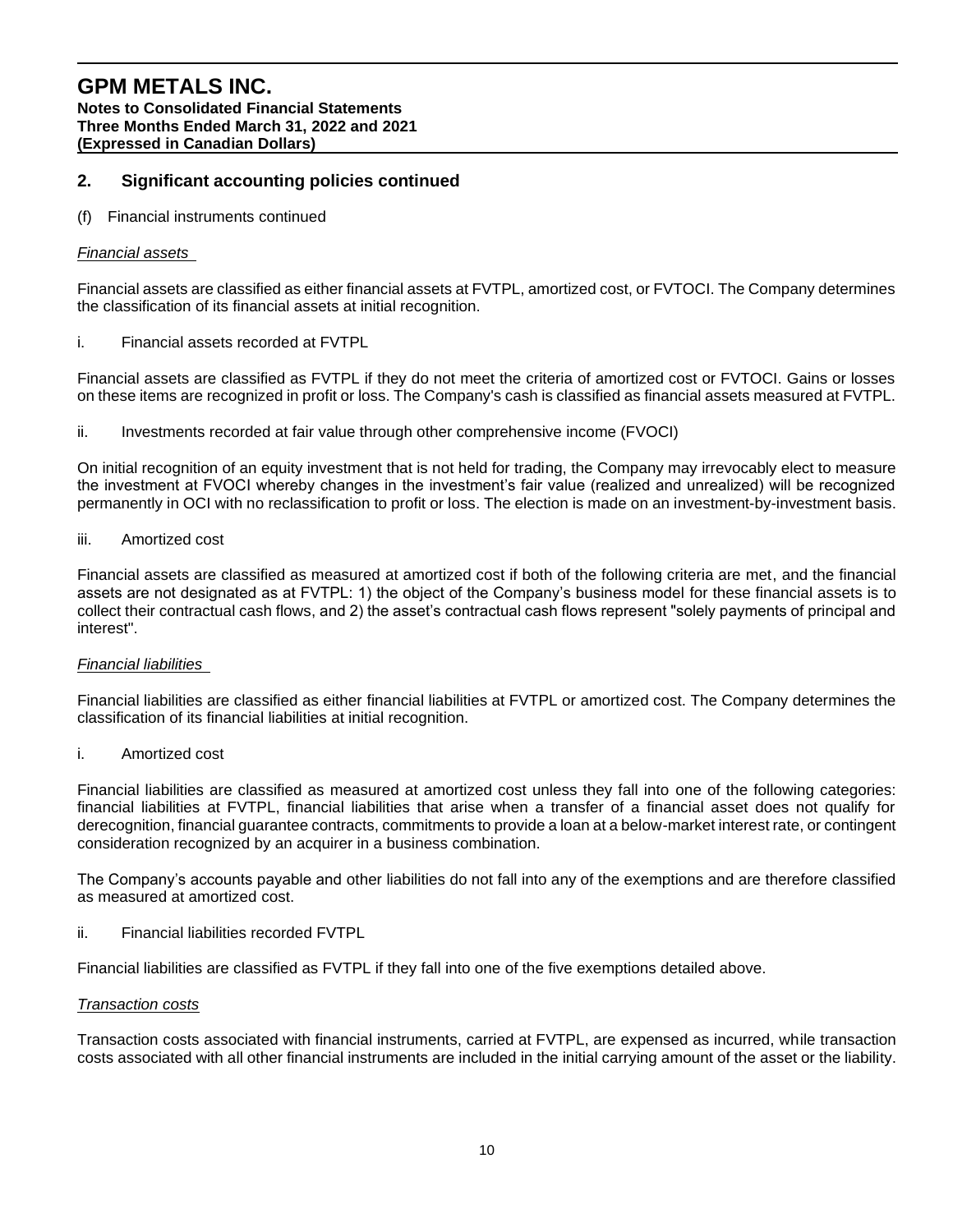## 2. Significant accounting policies continued

(f) Financial instruments continued

*Financial assets*

Financial assets are classified as either financial assets at FVTPL, amortized cost, or FVTOCI. The Company determines the classification of its financial assets at initial recognition.

i. Financial assets recorded at FVTPL

Financial assets are classified as FVTPL if they do not meet the criteria of amortized cost or FVTOCI. Gains or losses on these items are recognized in profit or loss. The Company's cash is classified as financial assets measured at FVTPL.

ii. Investments recorded at fair value through other comprehensive income (FVOCI)

On initial recognition of an equity investment that is not held for trading, the Company may irrevocably elect to measure the investment at FVOCI whereby changes in the investment's fair value (realized and unrealized) will be recognized permanently in OCI with no reclassification to profit or loss. The election is made on an investment-by-investment basis.

iii. Amortized cost

Financial assets are classified as measured at amortized cost if both of the following criteria are met, and the financial assets are not designated as at FVTPL: 1) the object of the Company's business model for these financial assets is to collect their contractual cash flows, and 2) the asset's contractual cash flows represent "solely payments of principal and interest".

*Financial liabilities*

Financial liabilities are classified as either financial liabilities at FVTPL or amortized cost. The Company determines the classification of its financial liabilities at initial recognition.

i. Amortized cost

Financial liabilities are classified as measured at amortized cost unless they fall into one of the following categories: financial liabilities at FVTPL, financial liabilities that arise when a transfer of a financial asset does not qualify for derecognition, financial guarantee contracts, commitments to provide a loan at a below-market interest rate, or contingent consideration recognized by an acquirer in a business combination.

The Company's accounts payable and other liabilities do not fall into any of the exemptions and are therefore classified as measured at amortized cost.

ii. Financial liabilities recorded FVTPL

Financial liabilities are classified as FVTPL if they fall into one of the five exemptions detailed above.

*Transaction costs*

Transaction costs associated with financial instruments, carried at FVTPL, are expensed as incurred, while transaction costs associated with all other financial instruments are included in the initial carrying amount of the asset or the liability.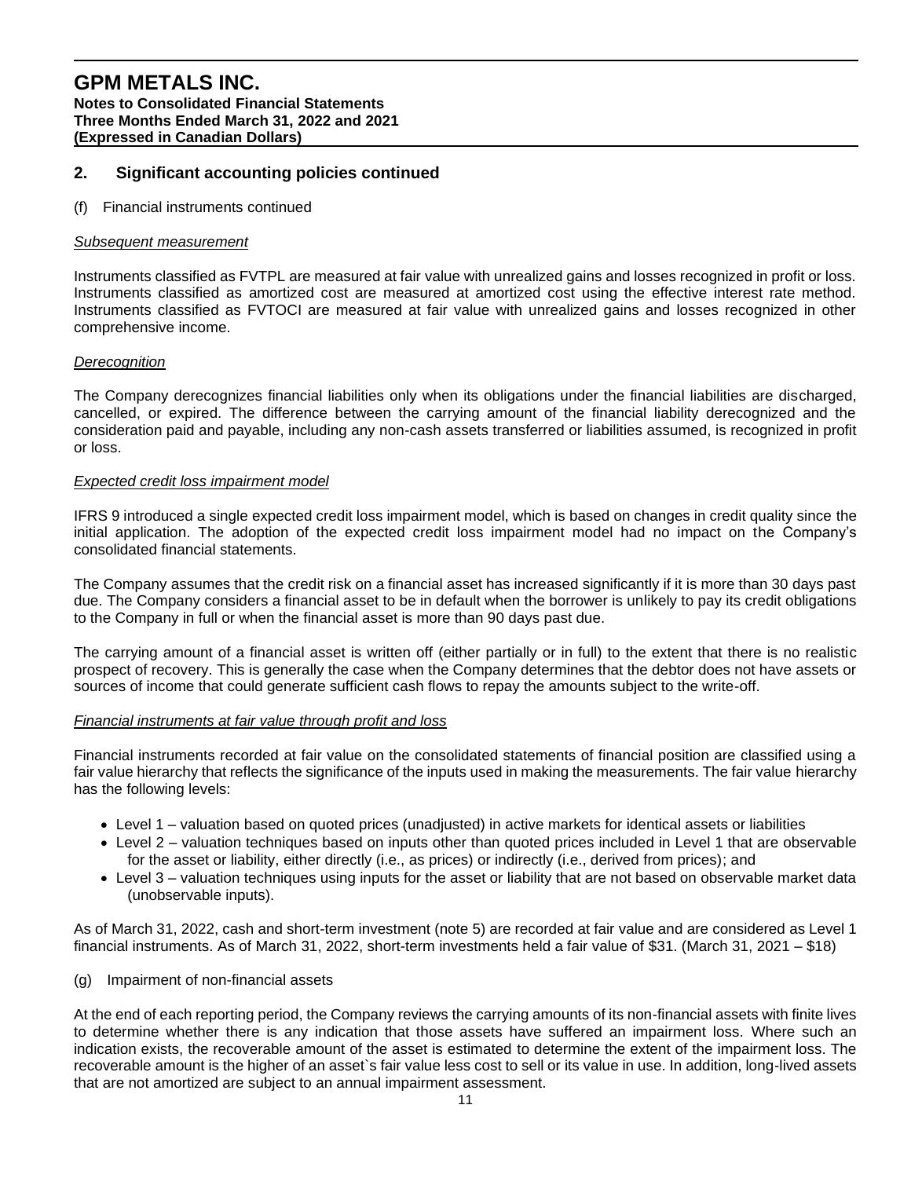## 2. Significant accounting policies continued

(f) Financial instruments continued

*Subsequent measurement*

Instruments classified as FVTPL are measured at fair value with unrealized gains and losses recognized in profit or loss. Instruments classified as amortized cost are measured at amortized cost using the effective interest rate method. Instruments classified as FVTOCI are measured at fair value with unrealized gains and losses recognized in other comprehensive income.

*Derecognition*

The Company derecognizes financial liabilities only when its obligations under the financial liabilities are discharged, cancelled, or expired. The difference between the carrying amount of the financial liability derecognized and the consideration paid and payable, including any non-cash assets transferred or liabilities assumed, is recognized in profit or loss.

*Expected credit loss impairment model*

IFRS 9 introduced a single expected credit loss impairment model, which is based on changes in credit quality since the initial application. The adoption of the expected credit loss impairment model had no impact on the Company's consolidated financial statements.

The Company assumes that the credit risk on a financial asset has increased significantly if it is more than 30 days past due. The Company considers a financial asset to be in default when the borrower is unlikely to pay its credit obligations to the Company in full or when the financial asset is more than 90 days past due.

The carrying amount of a financial asset is written off (either partially or in full) to the extent that there is no realistic prospect of recovery. This is generally the case when the Company determines that the debtor does not have assets or sources of income that could generate sufficient cash flows to repay the amounts subject to the write-off.

*Financial instruments at fair value through profit and loss*

Financial instruments recorded at fair value on the consolidated statements of financial position are classified using a fair value hierarchy that reflects the significance of the inputs used in making the measurements. The fair value hierarchy has the following levels:

- Level 1 – valuation based on quoted prices (unadjusted) in active markets for identical assets or liabilities
- Level 2 – valuation techniques based on inputs other than quoted prices included in Level 1 that are observable for the asset or liability, either directly (i.e., as prices) or indirectly (i.e., derived from prices); and
- Level 3 – valuation techniques using inputs for the asset or liability that are not based on observable market data (unobservable inputs).

As of March 31, 2022, cash and short-term investment (note 5) are recorded at fair value and are considered as Level 1 financial instruments. As of March 31, 2022, short-term investments held a fair value of $31. (March 31, 2021 – $18)

(g) Impairment of non-financial assets

At the end of each reporting period, the Company reviews the carrying amounts of its non-financial assets with finite lives to determine whether there is any indication that those assets have suffered an impairment loss. Where such an indication exists, the recoverable amount of the asset is estimated to determine the extent of the impairment loss. The recoverable amount is the higher of an asset`s fair value less cost to sell or its value in use. In addition, long-lived assets that are not amortized are subject to an annual impairment assessment.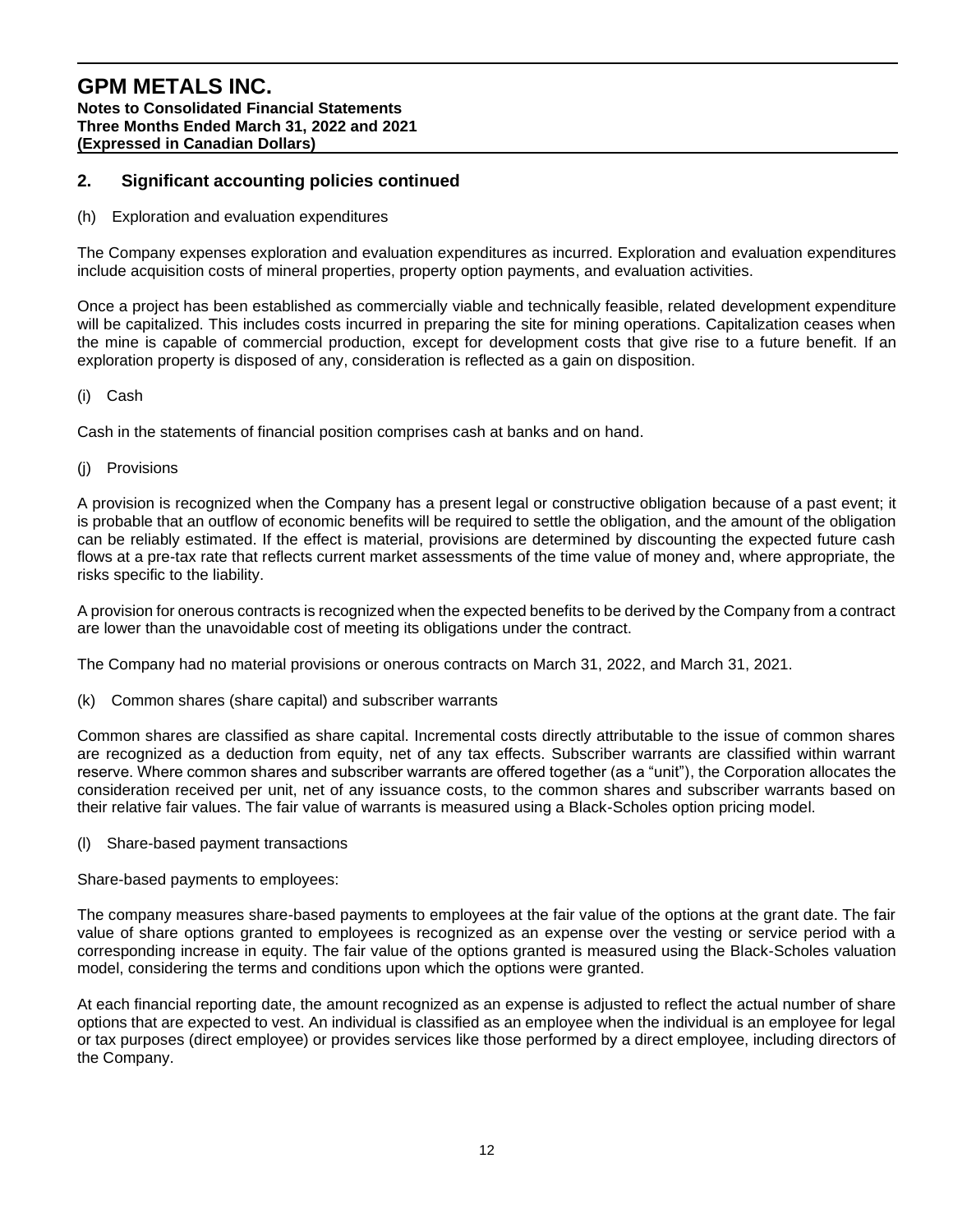## 2. Significant accounting policies continued

(h) Exploration and evaluation expenditures

The Company expenses exploration and evaluation expenditures as incurred. Exploration and evaluation expenditures include acquisition costs of mineral properties, property option payments, and evaluation activities.

Once a project has been established as commercially viable and technically feasible, related development expenditure will be capitalized. This includes costs incurred in preparing the site for mining operations. Capitalization ceases when the mine is capable of commercial production, except for development costs that give rise to a future benefit. If an exploration property is disposed of any, consideration is reflected as a gain on disposition.

(i) Cash

Cash in the statements of financial position comprises cash at banks and on hand.

(j) Provisions

A provision is recognized when the Company has a present legal or constructive obligation because of a past event; it is probable that an outflow of economic benefits will be required to settle the obligation, and the amount of the obligation can be reliably estimated. If the effect is material, provisions are determined by discounting the expected future cash flows at a pre-tax rate that reflects current market assessments of the time value of money and, where appropriate, the risks specific to the liability.

A provision for onerous contracts is recognized when the expected benefits to be derived by the Company from a contract are lower than the unavoidable cost of meeting its obligations under the contract.

The Company had no material provisions or onerous contracts on March 31, 2022, and March 31, 2021.

(k) Common shares (share capital) and subscriber warrants

Common shares are classified as share capital. Incremental costs directly attributable to the issue of common shares are recognized as a deduction from equity, net of any tax effects. Subscriber warrants are classified within warrant reserve. Where common shares and subscriber warrants are offered together (as a "unit"), the Corporation allocates the consideration received per unit, net of any issuance costs, to the common shares and subscriber warrants based on their relative fair values. The fair value of warrants is measured using a Black-Scholes option pricing model.

(l) Share-based payment transactions

Share-based payments to employees:

The company measures share-based payments to employees at the fair value of the options at the grant date. The fair value of share options granted to employees is recognized as an expense over the vesting or service period with a corresponding increase in equity. The fair value of the options granted is measured using the Black-Scholes valuation model, considering the terms and conditions upon which the options were granted.

At each financial reporting date, the amount recognized as an expense is adjusted to reflect the actual number of share options that are expected to vest. An individual is classified as an employee when the individual is an employee for legal or tax purposes (direct employee) or provides services like those performed by a direct employee, including directors of the Company.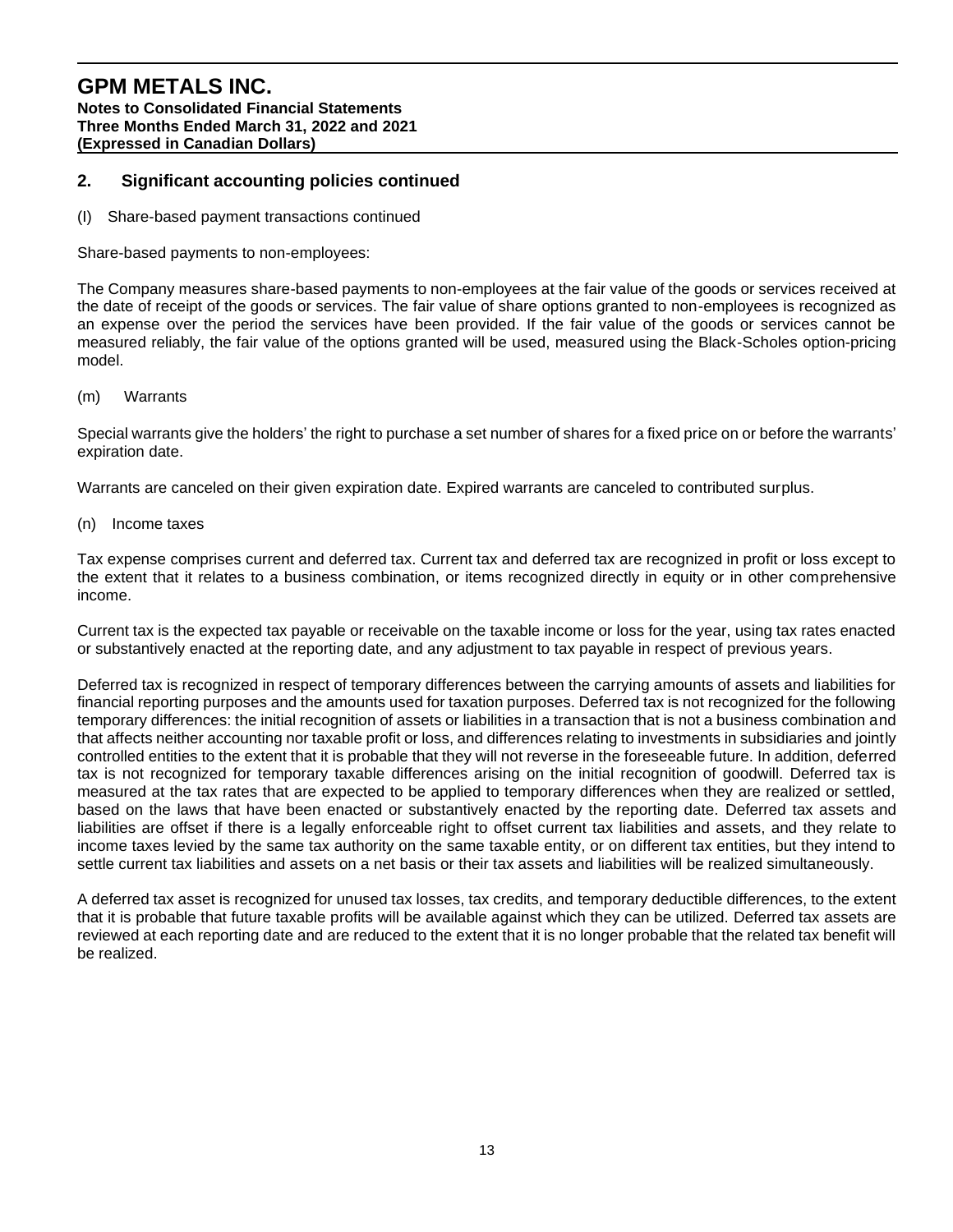## 2. Significant accounting policies continued

(l) Share-based payment transactions continued

Share-based payments to non-employees:

The Company measures share-based payments to non-employees at the fair value of the goods or services received at the date of receipt of the goods or services. The fair value of share options granted to non-employees is recognized as an expense over the period the services have been provided. If the fair value of the goods or services cannot be measured reliably, the fair value of the options granted will be used, measured using the Black-Scholes option-pricing model.

(m) Warrants

Special warrants give the holders' the right to purchase a set number of shares for a fixed price on or before the warrants' expiration date.

Warrants are canceled on their given expiration date. Expired warrants are canceled to contributed surplus.

(n) Income taxes

Tax expense comprises current and deferred tax. Current tax and deferred tax are recognized in profit or loss except to the extent that it relates to a business combination, or items recognized directly in equity or in other comprehensive income.

Current tax is the expected tax payable or receivable on the taxable income or loss for the year, using tax rates enacted or substantively enacted at the reporting date, and any adjustment to tax payable in respect of previous years.

Deferred tax is recognized in respect of temporary differences between the carrying amounts of assets and liabilities for financial reporting purposes and the amounts used for taxation purposes. Deferred tax is not recognized for the following temporary differences: the initial recognition of assets or liabilities in a transaction that is not a business combination and that affects neither accounting nor taxable profit or loss, and differences relating to investments in subsidiaries and jointly controlled entities to the extent that it is probable that they will not reverse in the foreseeable future. In addition, deferred tax is not recognized for temporary taxable differences arising on the initial recognition of goodwill. Deferred tax is measured at the tax rates that are expected to be applied to temporary differences when they are realized or settled, based on the laws that have been enacted or substantively enacted by the reporting date. Deferred tax assets and liabilities are offset if there is a legally enforceable right to offset current tax liabilities and assets, and they relate to income taxes levied by the same tax authority on the same taxable entity, or on different tax entities, but they intend to settle current tax liabilities and assets on a net basis or their tax assets and liabilities will be realized simultaneously.

A deferred tax asset is recognized for unused tax losses, tax credits, and temporary deductible differences, to the extent that it is probable that future taxable profits will be available against which they can be utilized. Deferred tax assets are reviewed at each reporting date and are reduced to the extent that it is no longer probable that the related tax benefit will be realized.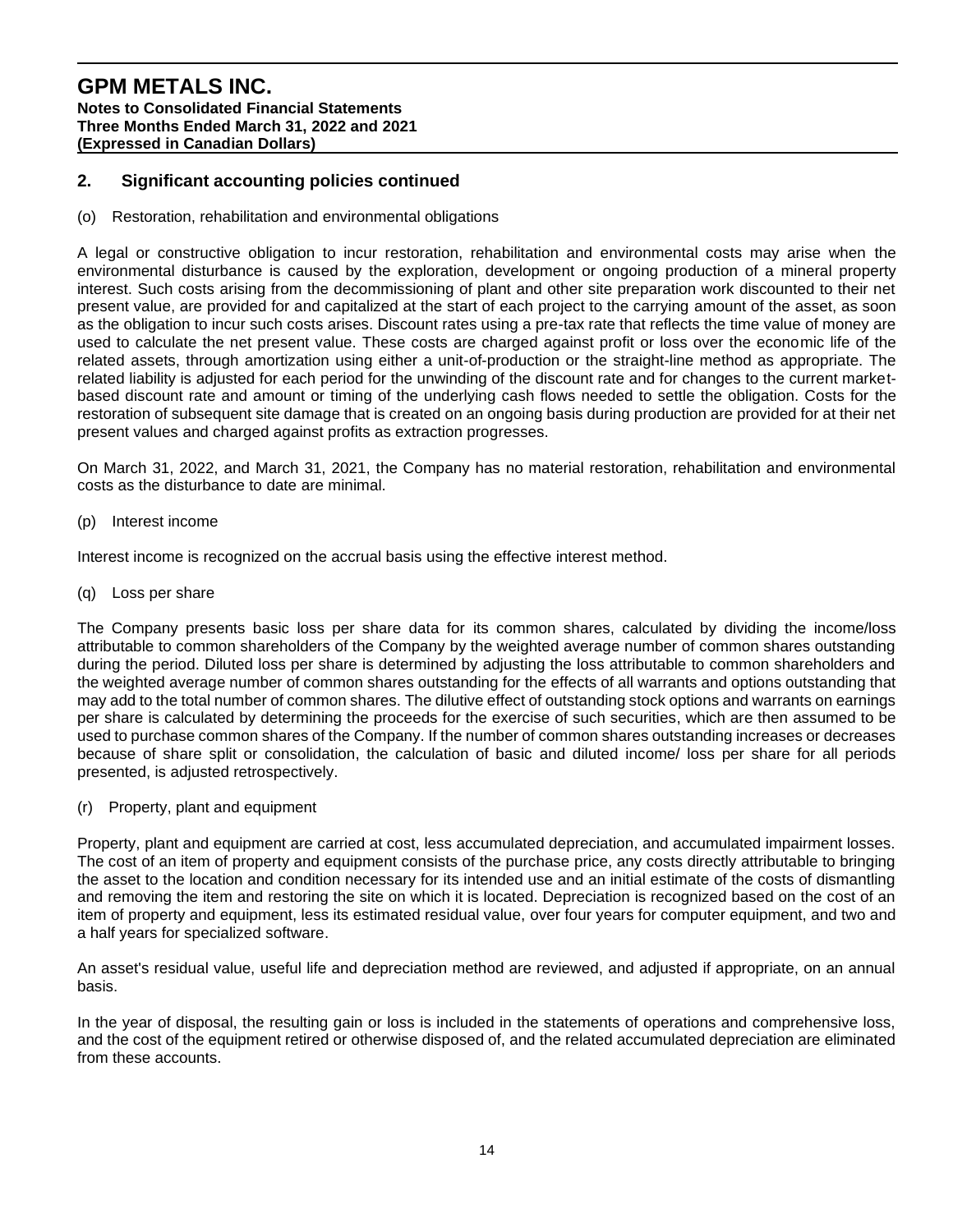## 2. Significant accounting policies continued

(o) Restoration, rehabilitation and environmental obligations

A legal or constructive obligation to incur restoration, rehabilitation and environmental costs may arise when the environmental disturbance is caused by the exploration, development or ongoing production of a mineral property interest. Such costs arising from the decommissioning of plant and other site preparation work discounted to their net present value, are provided for and capitalized at the start of each project to the carrying amount of the asset, as soon as the obligation to incur such costs arises. Discount rates using a pre-tax rate that reflects the time value of money are used to calculate the net present value. These costs are charged against profit or loss over the economic life of the related assets, through amortization using either a unit-of-production or the straight-line method as appropriate. The related liability is adjusted for each period for the unwinding of the discount rate and for changes to the current market-based discount rate and amount or timing of the underlying cash flows needed to settle the obligation. Costs for the restoration of subsequent site damage that is created on an ongoing basis during production are provided for at their net present values and charged against profits as extraction progresses.

On March 31, 2022, and March 31, 2021, the Company has no material restoration, rehabilitation and environmental costs as the disturbance to date are minimal.

(p) Interest income

Interest income is recognized on the accrual basis using the effective interest method.

(q) Loss per share

The Company presents basic loss per share data for its common shares, calculated by dividing the income/loss attributable to common shareholders of the Company by the weighted average number of common shares outstanding during the period. Diluted loss per share is determined by adjusting the loss attributable to common shareholders and the weighted average number of common shares outstanding for the effects of all warrants and options outstanding that may add to the total number of common shares. The dilutive effect of outstanding stock options and warrants on earnings per share is calculated by determining the proceeds for the exercise of such securities, which are then assumed to be used to purchase common shares of the Company. If the number of common shares outstanding increases or decreases because of share split or consolidation, the calculation of basic and diluted income/ loss per share for all periods presented, is adjusted retrospectively.

(r) Property, plant and equipment

Property, plant and equipment are carried at cost, less accumulated depreciation, and accumulated impairment losses. The cost of an item of property and equipment consists of the purchase price, any costs directly attributable to bringing the asset to the location and condition necessary for its intended use and an initial estimate of the costs of dismantling and removing the item and restoring the site on which it is located. Depreciation is recognized based on the cost of an item of property and equipment, less its estimated residual value, over four years for computer equipment, and two and a half years for specialized software.

An asset's residual value, useful life and depreciation method are reviewed, and adjusted if appropriate, on an annual basis.

In the year of disposal, the resulting gain or loss is included in the statements of operations and comprehensive loss, and the cost of the equipment retired or otherwise disposed of, and the related accumulated depreciation are eliminated from these accounts.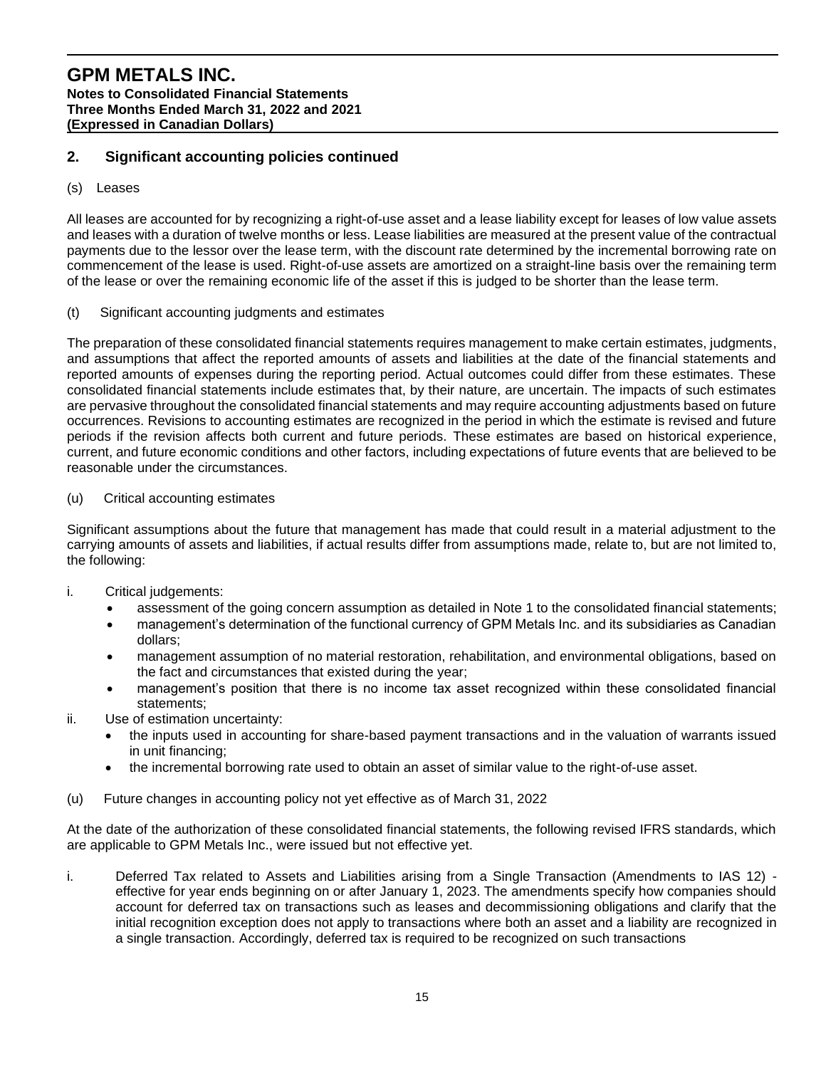## 2. Significant accounting policies continued

(s) Leases

All leases are accounted for by recognizing a right-of-use asset and a lease liability except for leases of low value assets and leases with a duration of twelve months or less. Lease liabilities are measured at the present value of the contractual payments due to the lessor over the lease term, with the discount rate determined by the incremental borrowing rate on commencement of the lease is used. Right-of-use assets are amortized on a straight-line basis over the remaining term of the lease or over the remaining economic life of the asset if this is judged to be shorter than the lease term.

(t) Significant accounting judgments and estimates

The preparation of these consolidated financial statements requires management to make certain estimates, judgments, and assumptions that affect the reported amounts of assets and liabilities at the date of the financial statements and reported amounts of expenses during the reporting period. Actual outcomes could differ from these estimates. These consolidated financial statements include estimates that, by their nature, are uncertain. The impacts of such estimates are pervasive throughout the consolidated financial statements and may require accounting adjustments based on future occurrences. Revisions to accounting estimates are recognized in the period in which the estimate is revised and future periods if the revision affects both current and future periods. These estimates are based on historical experience, current, and future economic conditions and other factors, including expectations of future events that are believed to be reasonable under the circumstances.

(u) Critical accounting estimates

Significant assumptions about the future that management has made that could result in a material adjustment to the carrying amounts of assets and liabilities, if actual results differ from assumptions made, relate to, but are not limited to, the following:

i. Critical judgements:
   - assessment of the going concern assumption as detailed in Note 1 to the consolidated financial statements;
   - management's determination of the functional currency of GPM Metals Inc. and its subsidiaries as Canadian dollars;
   - management assumption of no material restoration, rehabilitation, and environmental obligations, based on the fact and circumstances that existed during the year;
   - management's position that there is no income tax asset recognized within these consolidated financial statements;

ii. Use of estimation uncertainty:
   - the inputs used in accounting for share-based payment transactions and in the valuation of warrants issued in unit financing;
   - the incremental borrowing rate used to obtain an asset of similar value to the right-of-use asset.

(u) Future changes in accounting policy not yet effective as of March 31, 2022

At the date of the authorization of these consolidated financial statements, the following revised IFRS standards, which are applicable to GPM Metals Inc., were issued but not effective yet.

i. Deferred Tax related to Assets and Liabilities arising from a Single Transaction (Amendments to IAS 12) - effective for year ends beginning on or after January 1, 2023. The amendments specify how companies should account for deferred tax on transactions such as leases and decommissioning obligations and clarify that the initial recognition exception does not apply to transactions where both an asset and a liability are recognized in a single transaction. Accordingly, deferred tax is required to be recognized on such transactions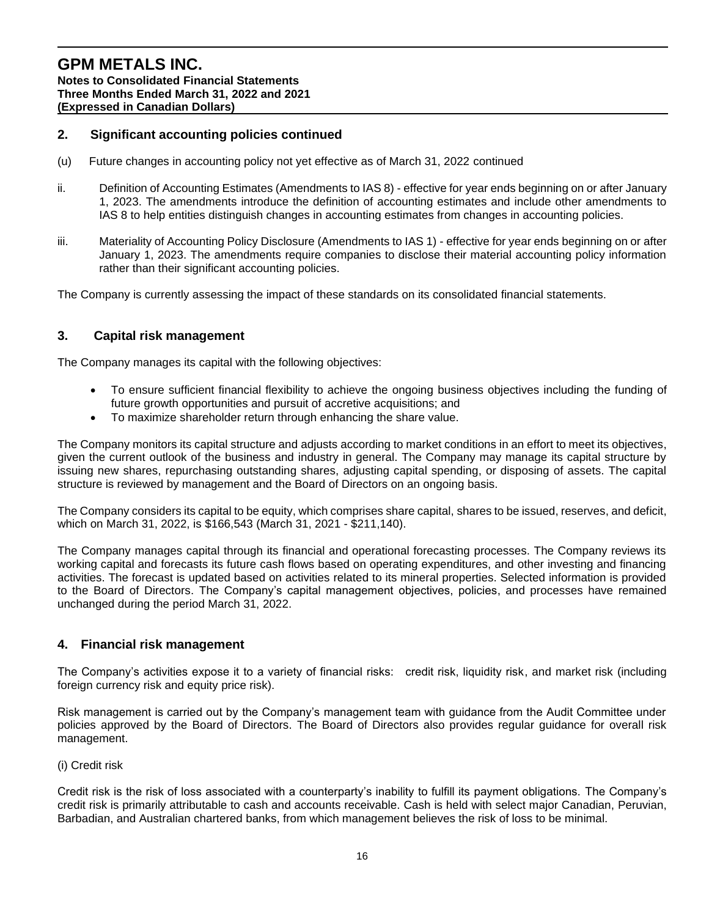## 2. Significant accounting policies continued

(u) Future changes in accounting policy not yet effective as of March 31, 2022 continued

ii. Definition of Accounting Estimates (Amendments to IAS 8) - effective for year ends beginning on or after January 1, 2023. The amendments introduce the definition of accounting estimates and include other amendments to IAS 8 to help entities distinguish changes in accounting estimates from changes in accounting policies.

iii. Materiality of Accounting Policy Disclosure (Amendments to IAS 1) - effective for year ends beginning on or after January 1, 2023. The amendments require companies to disclose their material accounting policy information rather than their significant accounting policies.

The Company is currently assessing the impact of these standards on its consolidated financial statements.

## 3. Capital risk management

The Company manages its capital with the following objectives:

- To ensure sufficient financial flexibility to achieve the ongoing business objectives including the funding of future growth opportunities and pursuit of accretive acquisitions; and
- To maximize shareholder return through enhancing the share value.

The Company monitors its capital structure and adjusts according to market conditions in an effort to meet its objectives, given the current outlook of the business and industry in general. The Company may manage its capital structure by issuing new shares, repurchasing outstanding shares, adjusting capital spending, or disposing of assets. The capital structure is reviewed by management and the Board of Directors on an ongoing basis.

The Company considers its capital to be equity, which comprises share capital, shares to be issued, reserves, and deficit, which on March 31, 2022, is $166,543 (March 31, 2021 - $211,140).

The Company manages capital through its financial and operational forecasting processes. The Company reviews its working capital and forecasts its future cash flows based on operating expenditures, and other investing and financing activities. The forecast is updated based on activities related to its mineral properties. Selected information is provided to the Board of Directors. The Company's capital management objectives, policies, and processes have remained unchanged during the period March 31, 2022.

## 4. Financial risk management

The Company's activities expose it to a variety of financial risks: credit risk, liquidity risk, and market risk (including foreign currency risk and equity price risk).

Risk management is carried out by the Company's management team with guidance from the Audit Committee under policies approved by the Board of Directors. The Board of Directors also provides regular guidance for overall risk management.

(i) Credit risk

Credit risk is the risk of loss associated with a counterparty's inability to fulfill its payment obligations. The Company's credit risk is primarily attributable to cash and accounts receivable. Cash is held with select major Canadian, Peruvian, Barbadian, and Australian chartered banks, from which management believes the risk of loss to be minimal.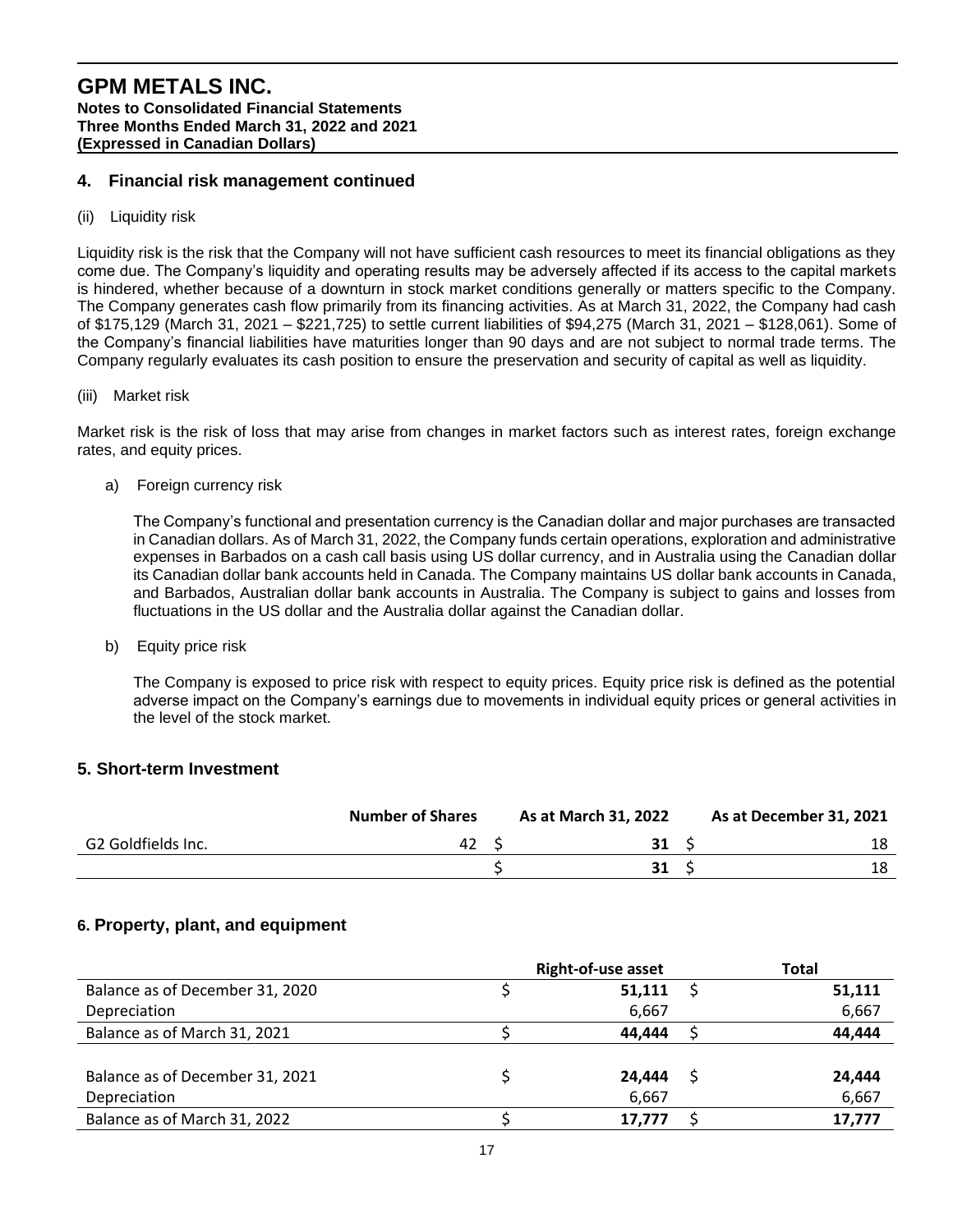## 4. Financial risk management continued

(ii) Liquidity risk

Liquidity risk is the risk that the Company will not have sufficient cash resources to meet its financial obligations as they come due. The Company's liquidity and operating results may be adversely affected if its access to the capital markets is hindered, whether because of a downturn in stock market conditions generally or matters specific to the Company. The Company generates cash flow primarily from its financing activities. As at March 31, 2022, the Company had cash of $175,129 (March 31, 2021 – $221,725) to settle current liabilities of $94,275 (March 31, 2021 – $128,061). Some of the Company's financial liabilities have maturities longer than 90 days and are not subject to normal trade terms. The Company regularly evaluates its cash position to ensure the preservation and security of capital as well as liquidity.

(iii) Market risk

Market risk is the risk of loss that may arise from changes in market factors such as interest rates, foreign exchange rates, and equity prices.

a) Foreign currency risk

The Company's functional and presentation currency is the Canadian dollar and major purchases are transacted in Canadian dollars. As of March 31, 2022, the Company funds certain operations, exploration and administrative expenses in Barbados on a cash call basis using US dollar currency, and in Australia using the Canadian dollar its Canadian dollar bank accounts held in Canada. The Company maintains US dollar bank accounts in Canada, and Barbados, Australian dollar bank accounts in Australia. The Company is subject to gains and losses from fluctuations in the US dollar and the Australia dollar against the Canadian dollar.

b) Equity price risk

The Company is exposed to price risk with respect to equity prices. Equity price risk is defined as the potential adverse impact on the Company's earnings due to movements in individual equity prices or general activities in the level of the stock market.

## 5. Short-term Investment

| | Number of Shares | As at March 31, 2022 | As at December 31, 2021 |
|---|---|---|---|
| G2 Goldfields Inc. | 42 | $ **31** | $ 18 |
| | | $ **31** | $ 18 |

## 6. Property, plant, and equipment

| | Right-of-use asset | Total |
|---|---|---|
| Balance as of December 31, 2020 | $ **51,111** | $ **51,111** |
| Depreciation | 6,667 | 6,667 |
| Balance as of March 31, 2021 | $ **44,444** | $ **44,444** |
| | | |
| Balance as of December 31, 2021 | $ **24,444** | $ **24,444** |
| Depreciation | 6,667 | 6,667 |
| Balance as of March 31, 2022 | $ **17,777** | $ **17,777** |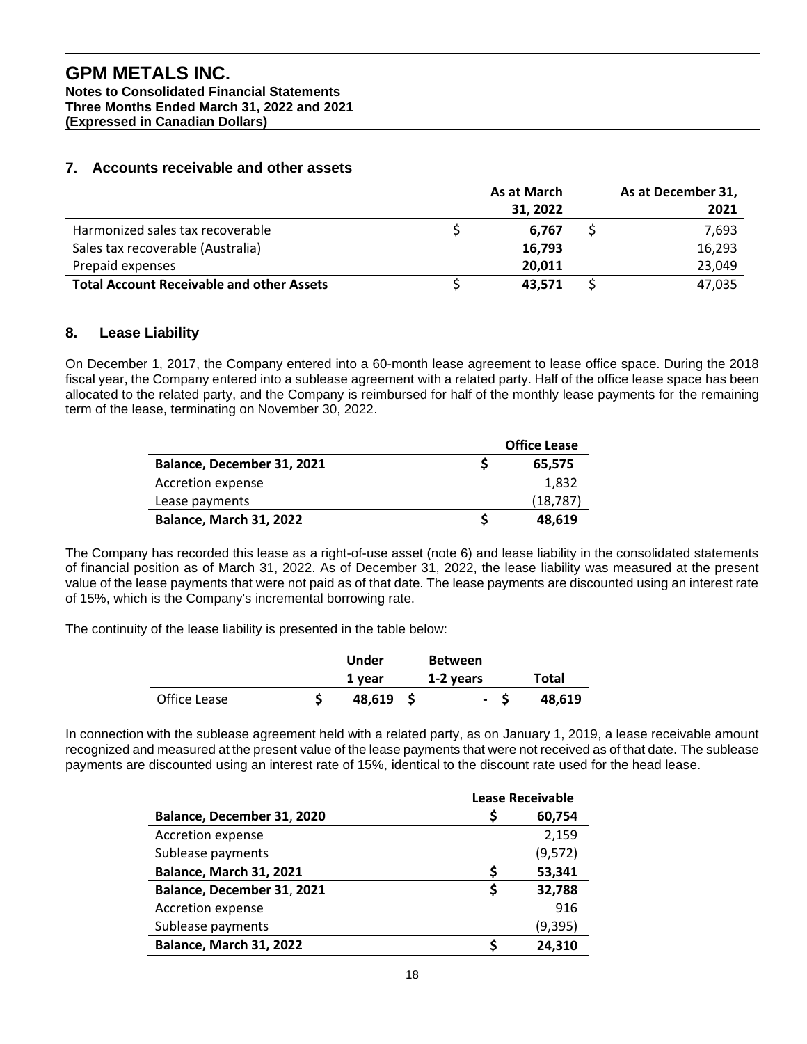## 7. Accounts receivable and other assets

| | As at March 31, 2022 | As at December 31, 2021 |
|---|---|---|
| Harmonized sales tax recoverable | $ **6,767** | $ 7,693 |
| Sales tax recoverable (Australia) | **16,793** | 16,293 |
| Prepaid expenses | **20,011** | 23,049 |
| **Total Account Receivable and other Assets** | $ **43,571** | $ 47,035 |

## 8. Lease Liability

On December 1, 2017, the Company entered into a 60-month lease agreement to lease office space. During the 2018 fiscal year, the Company entered into a sublease agreement with a related party. Half of the office lease space has been allocated to the related party, and the Company is reimbursed for half of the monthly lease payments for the remaining term of the lease, terminating on November 30, 2022.

| | Office Lease |
|---|---|
| **Balance, December 31, 2021** | $ **65,575** |
| Accretion expense | 1,832 |
| Lease payments | (18,787) |
| **Balance, March 31, 2022** | $ **48,619** |

The Company has recorded this lease as a right-of-use asset (note 6) and lease liability in the consolidated statements of financial position as of March 31, 2022. As of December 31, 2022, the lease liability was measured at the present value of the lease payments that were not paid as of that date. The lease payments are discounted using an interest rate of 15%, which is the Company's incremental borrowing rate.

The continuity of the lease liability is presented in the table below:

| | Under 1 year | Between 1-2 years | Total |
|---|---|---|---|
| Office Lease | $ **48,619** | $ **-** | $ **48,619** |

In connection with the sublease agreement held with a related party, as on January 1, 2019, a lease receivable amount recognized and measured at the present value of the lease payments that were not received as of that date. The sublease payments are discounted using an interest rate of 15%, identical to the discount rate used for the head lease.

| | Lease Receivable |
|---|---|
| **Balance, December 31, 2020** | $ **60,754** |
| Accretion expense | 2,159 |
| Sublease payments | (9,572) |
| **Balance, March 31, 2021** | $ **53,341** |
| **Balance, December 31, 2021** | $ **32,788** |
| Accretion expense | 916 |
| Sublease payments | (9,395) |
| **Balance, March 31, 2022** | $ **24,310** |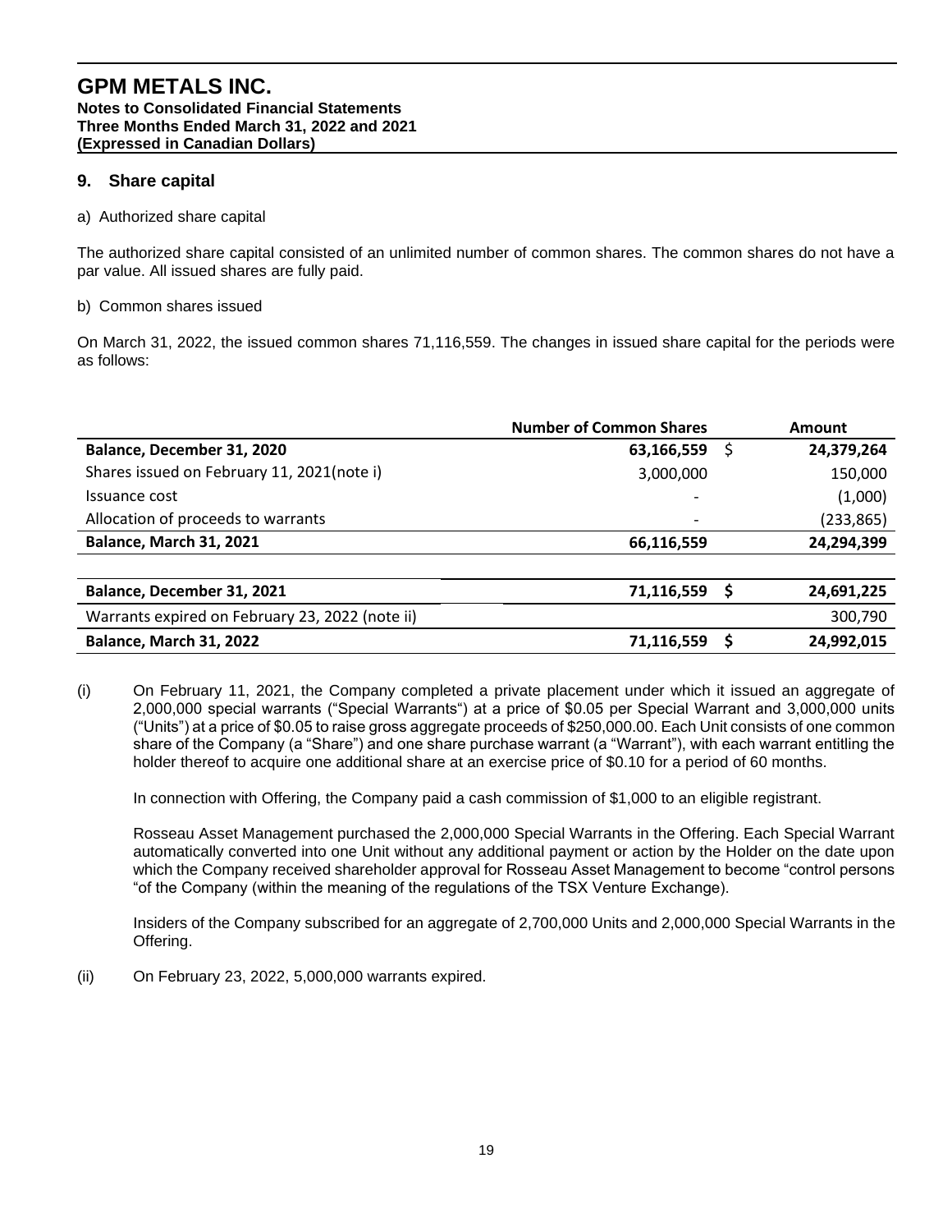## 9. Share capital

a) Authorized share capital

The authorized share capital consisted of an unlimited number of common shares. The common shares do not have a par value. All issued shares are fully paid.

b) Common shares issued

On March 31, 2022, the issued common shares 71,116,559. The changes in issued share capital for the periods were as follows:

| | Number of Common Shares | | Amount |
|---|---|---|---|
| **Balance, December 31, 2020** | **63,166,559** | $ | **24,379,264** |
| Shares issued on February 11, 2021(note i) | 3,000,000 | | 150,000 |
| Issuance cost | - | | (1,000) |
| Allocation of proceeds to warrants | - | | (233,865) |
| **Balance, March 31, 2021** | **66,116,559** | | **24,294,399** |
| | | | |
| **Balance, December 31, 2021** | **71,116,559** | **$** | **24,691,225** |
| Warrants expired on February 23, 2022 (note ii) | | | 300,790 |
| **Balance, March 31, 2022** | **71,116,559** | **$** | **24,992,015** |

(i) On February 11, 2021, the Company completed a private placement under which it issued an aggregate of 2,000,000 special warrants ("Special Warrants") at a price of $0.05 per Special Warrant and 3,000,000 units ("Units") at a price of $0.05 to raise gross aggregate proceeds of $250,000.00. Each Unit consists of one common share of the Company (a "Share") and one share purchase warrant (a "Warrant"), with each warrant entitling the holder thereof to acquire one additional share at an exercise price of $0.10 for a period of 60 months.

In connection with Offering, the Company paid a cash commission of $1,000 to an eligible registrant.

Rosseau Asset Management purchased the 2,000,000 Special Warrants in the Offering. Each Special Warrant automatically converted into one Unit without any additional payment or action by the Holder on the date upon which the Company received shareholder approval for Rosseau Asset Management to become "control persons "of the Company (within the meaning of the regulations of the TSX Venture Exchange).

Insiders of the Company subscribed for an aggregate of 2,700,000 Units and 2,000,000 Special Warrants in the Offering.

(ii) On February 23, 2022, 5,000,000 warrants expired.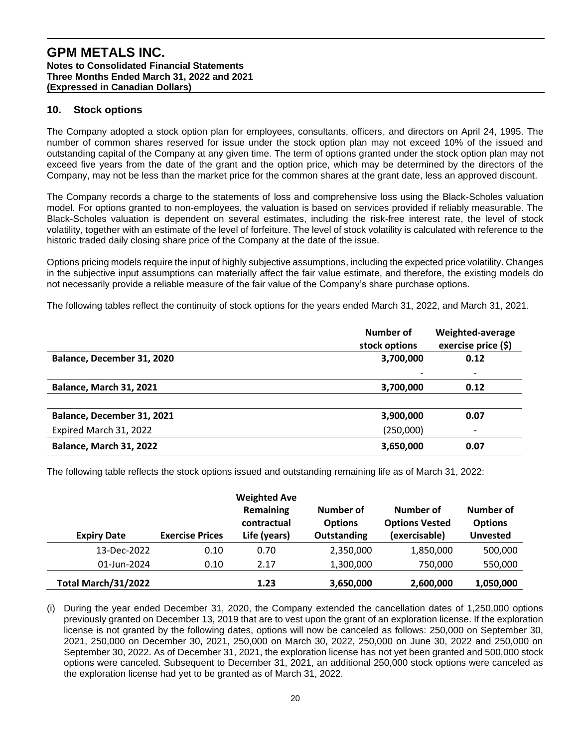## 10. Stock options

The Company adopted a stock option plan for employees, consultants, officers, and directors on April 24, 1995. The number of common shares reserved for issue under the stock option plan may not exceed 10% of the issued and outstanding capital of the Company at any given time. The term of options granted under the stock option plan may not exceed five years from the date of the grant and the option price, which may be determined by the directors of the Company, may not be less than the market price for the common shares at the grant date, less an approved discount.

The Company records a charge to the statements of loss and comprehensive loss using the Black-Scholes valuation model. For options granted to non-employees, the valuation is based on services provided if reliably measurable. The Black-Scholes valuation is dependent on several estimates, including the risk-free interest rate, the level of stock volatility, together with an estimate of the level of forfeiture. The level of stock volatility is calculated with reference to the historic traded daily closing share price of the Company at the date of the issue.

Options pricing models require the input of highly subjective assumptions, including the expected price volatility. Changes in the subjective input assumptions can materially affect the fair value estimate, and therefore, the existing models do not necessarily provide a reliable measure of the fair value of the Company's share purchase options.

The following tables reflect the continuity of stock options for the years ended March 31, 2022, and March 31, 2021.

| | Number of stock options | Weighted-average exercise price ($) |
|---|---|---|
| **Balance, December 31, 2020** | **3,700,000** | **0.12** |
| | - | - |
| **Balance, March 31, 2021** | **3,700,000** | **0.12** |
| | | |
| **Balance, December 31, 2021** | **3,900,000** | **0.07** |
| Expired March 31, 2022 | (250,000) | - |
| **Balance, March 31, 2022** | **3,650,000** | **0.07** |

The following table reflects the stock options issued and outstanding remaining life as of March 31, 2022:

| Expiry Date | Exercise Prices | Weighted Ave Remaining contractual Life (years) | Number of Options Outstanding | Number of Options Vested (exercisable) | Number of Options Unvested |
|---|---|---|---|---|---|
| 13-Dec-2022 | 0.10 | 0.70 | 2,350,000 | 1,850,000 | 500,000 |
| 01-Jun-2024 | 0.10 | 2.17 | 1,300,000 | 750,000 | 550,000 |
| **Total March/31/2022** | | **1.23** | **3,650,000** | **2,600,000** | **1,050,000** |

(i) During the year ended December 31, 2020, the Company extended the cancellation dates of 1,250,000 options previously granted on December 13, 2019 that are to vest upon the grant of an exploration license. If the exploration license is not granted by the following dates, options will now be canceled as follows: 250,000 on September 30, 2021, 250,000 on December 30, 2021, 250,000 on March 30, 2022, 250,000 on June 30, 2022 and 250,000 on September 30, 2022. As of December 31, 2021, the exploration license has not yet been granted and 500,000 stock options were canceled. Subsequent to December 31, 2021, an additional 250,000 stock options were canceled as the exploration license had yet to be granted as of March 31, 2022.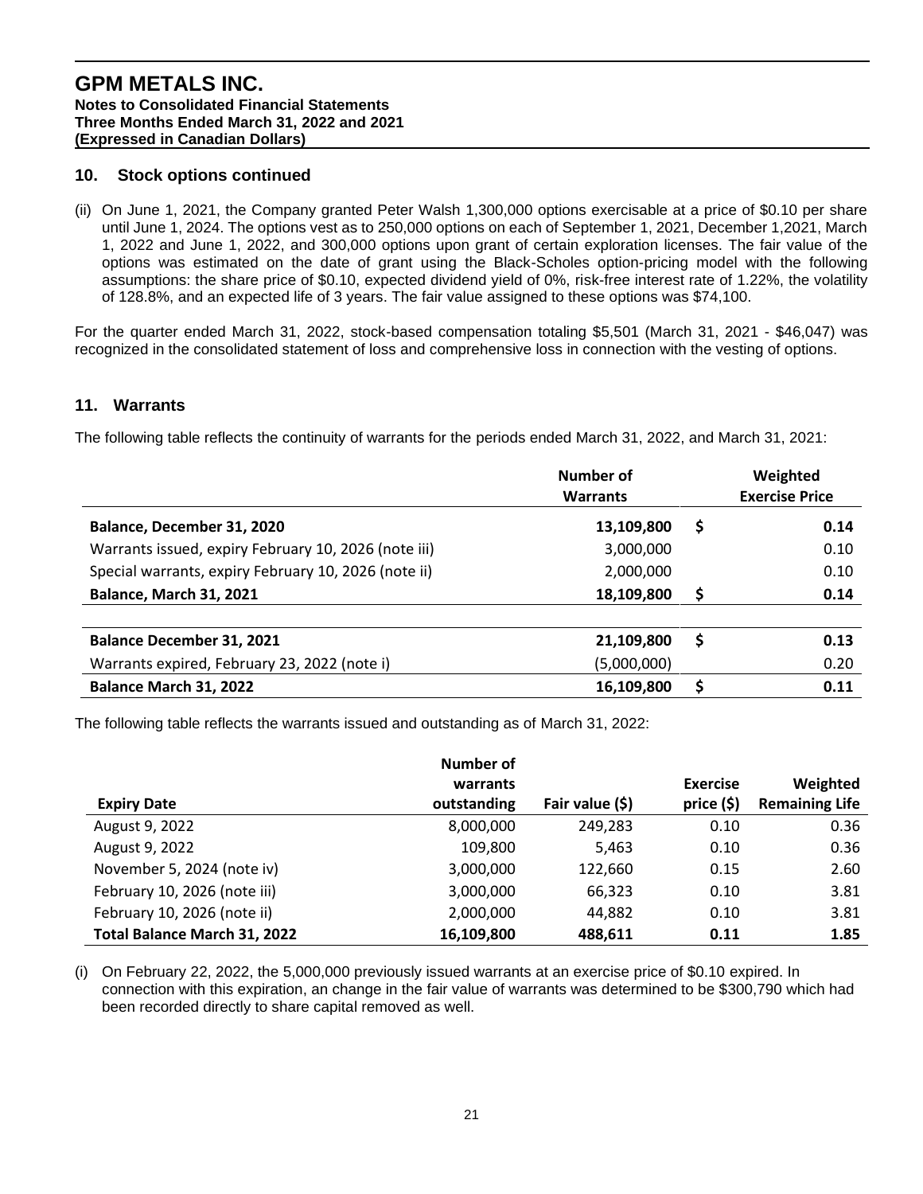## 10. Stock options continued

(ii) On June 1, 2021, the Company granted Peter Walsh 1,300,000 options exercisable at a price of $0.10 per share until June 1, 2024. The options vest as to 250,000 options on each of September 1, 2021, December 1,2021, March 1, 2022 and June 1, 2022, and 300,000 options upon grant of certain exploration licenses. The fair value of the options was estimated on the date of grant using the Black-Scholes option-pricing model with the following assumptions: the share price of $0.10, expected dividend yield of 0%, risk-free interest rate of 1.22%, the volatility of 128.8%, and an expected life of 3 years. The fair value assigned to these options was $74,100.

For the quarter ended March 31, 2022, stock-based compensation totaling $5,501 (March 31, 2021 - $46,047) was recognized in the consolidated statement of loss and comprehensive loss in connection with the vesting of options.

## 11. Warrants

The following table reflects the continuity of warrants for the periods ended March 31, 2022, and March 31, 2021:

| | Number of Warrants | Weighted Exercise Price |
|---|---|---|
| **Balance, December 31, 2020** | **13,109,800** | **$ 0.14** |
| Warrants issued, expiry February 10, 2026 (note iii) | 3,000,000 | 0.10 |
| Special warrants, expiry February 10, 2026 (note ii) | 2,000,000 | 0.10 |
| **Balance, March 31, 2021** | **18,109,800** | **$ 0.14** |
| | | |
| **Balance December 31, 2021** | **21,109,800** | **$ 0.13** |
| Warrants expired, February 23, 2022 (note i) | (5,000,000) | 0.20 |
| **Balance March 31, 2022** | **16,109,800** | **$ 0.11** |

The following table reflects the warrants issued and outstanding as of March 31, 2022:

| Expiry Date | Number of warrants outstanding | Fair value ($) | Exercise price ($) | Weighted Remaining Life |
|---|---|---|---|---|
| August 9, 2022 | 8,000,000 | 249,283 | 0.10 | 0.36 |
| August 9, 2022 | 109,800 | 5,463 | 0.10 | 0.36 |
| November 5, 2024 (note iv) | 3,000,000 | 122,660 | 0.15 | 2.60 |
| February 10, 2026 (note iii) | 3,000,000 | 66,323 | 0.10 | 3.81 |
| February 10, 2026 (note ii) | 2,000,000 | 44,882 | 0.10 | 3.81 |
| **Total Balance March 31, 2022** | **16,109,800** | **488,611** | **0.11** | **1.85** |

(i) On February 22, 2022, the 5,000,000 previously issued warrants at an exercise price of $0.10 expired. In connection with this expiration, an change in the fair value of warrants was determined to be $300,790 which had been recorded directly to share capital removed as well.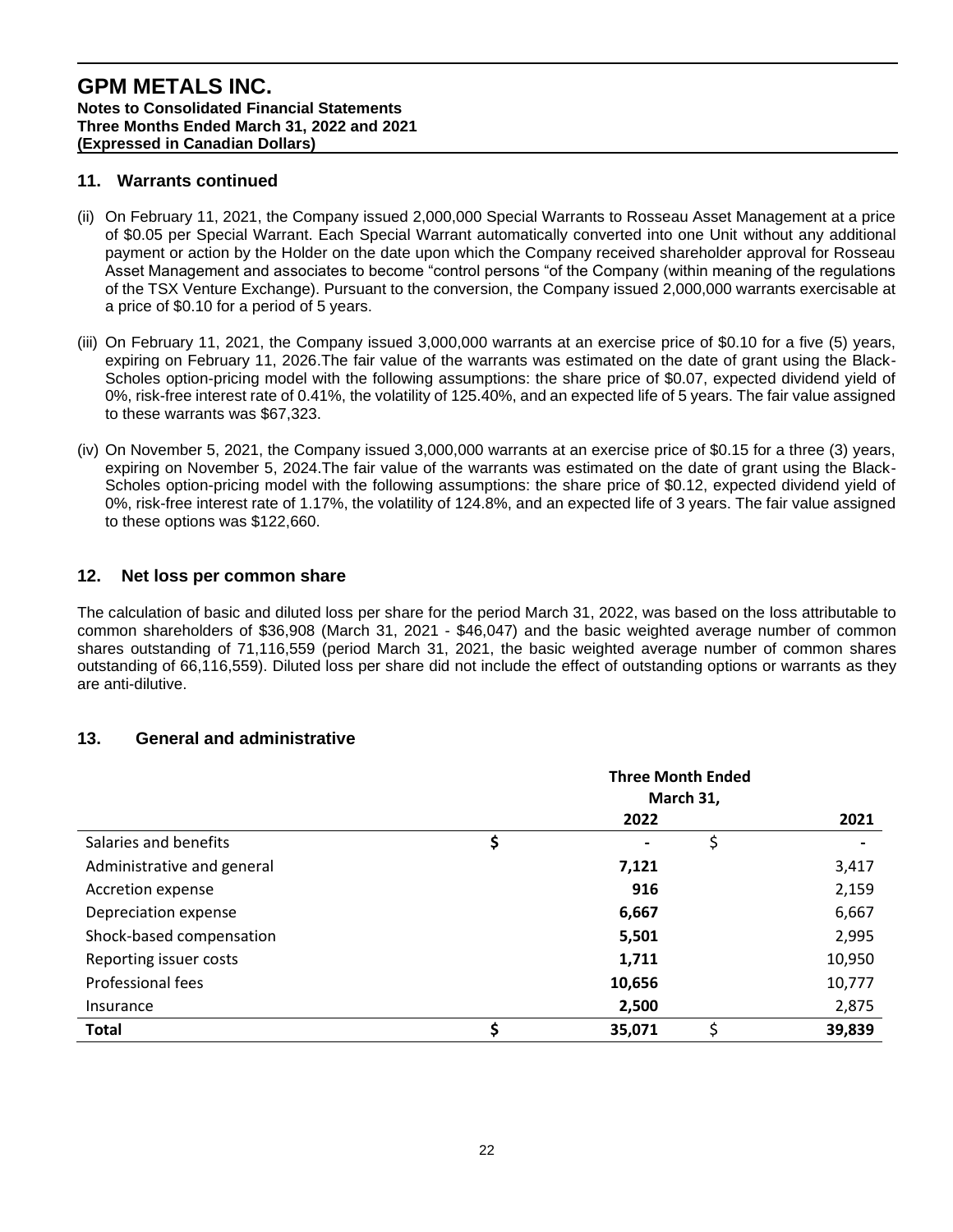## 11. Warrants continued

(ii) On February 11, 2021, the Company issued 2,000,000 Special Warrants to Rosseau Asset Management at a price of $0.05 per Special Warrant. Each Special Warrant automatically converted into one Unit without any additional payment or action by the Holder on the date upon which the Company received shareholder approval for Rosseau Asset Management and associates to become "control persons "of the Company (within meaning of the regulations of the TSX Venture Exchange). Pursuant to the conversion, the Company issued 2,000,000 warrants exercisable at a price of $0.10 for a period of 5 years.

(iii) On February 11, 2021, the Company issued 3,000,000 warrants at an exercise price of $0.10 for a five (5) years, expiring on February 11, 2026.The fair value of the warrants was estimated on the date of grant using the Black-Scholes option-pricing model with the following assumptions: the share price of $0.07, expected dividend yield of 0%, risk-free interest rate of 0.41%, the volatility of 125.40%, and an expected life of 5 years. The fair value assigned to these warrants was $67,323.

(iv) On November 5, 2021, the Company issued 3,000,000 warrants at an exercise price of $0.15 for a three (3) years, expiring on November 5, 2024.The fair value of the warrants was estimated on the date of grant using the Black-Scholes option-pricing model with the following assumptions: the share price of $0.12, expected dividend yield of 0%, risk-free interest rate of 1.17%, the volatility of 124.8%, and an expected life of 3 years. The fair value assigned to these options was $122,660.

## 12. Net loss per common share

The calculation of basic and diluted loss per share for the period March 31, 2022, was based on the loss attributable to common shareholders of $36,908 (March 31, 2021 - $46,047) and the basic weighted average number of common shares outstanding of 71,116,559 (period March 31, 2021, the basic weighted average number of common shares outstanding of 66,116,559). Diluted loss per share did not include the effect of outstanding options or warrants as they are anti-dilutive.

## 13. General and administrative

| | Three Month Ended March 31, | |
|---|---|---|
| | **2022** | **2021** |
| Salaries and benefits | **$ -** | $ - |
| Administrative and general | **7,121** | 3,417 |
| Accretion expense | **916** | 2,159 |
| Depreciation expense | **6,667** | 6,667 |
| Shock-based compensation | **5,501** | 2,995 |
| Reporting issuer costs | **1,711** | 10,950 |
| Professional fees | **10,656** | 10,777 |
| Insurance | **2,500** | 2,875 |
| **Total** | **$ 35,071** | **$ 39,839** |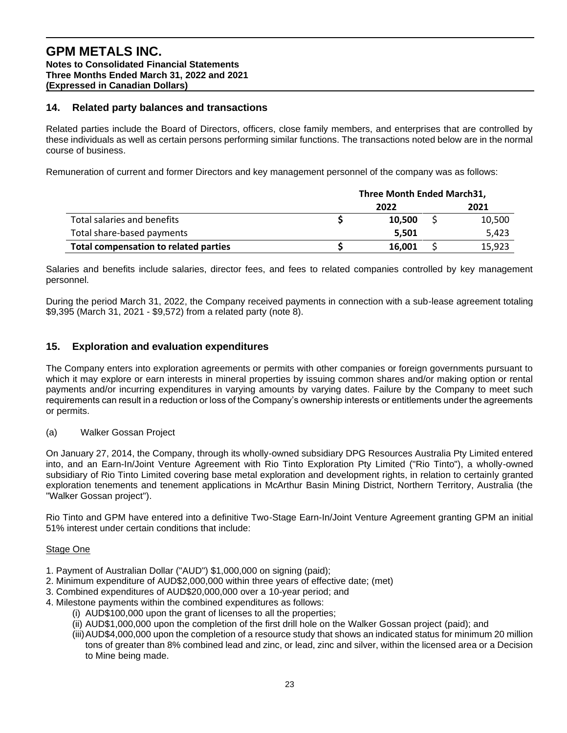## 14. Related party balances and transactions

Related parties include the Board of Directors, officers, close family members, and enterprises that are controlled by these individuals as well as certain persons performing similar functions. The transactions noted below are in the normal course of business.

Remuneration of current and former Directors and key management personnel of the company was as follows:

| | Three Month Ended March31, | |
|---|---|---|
| | **2022** | **2021** |
| Total salaries and benefits | **$ 10,500** | $ 10,500 |
| Total share-based payments | **5,501** | 5,423 |
| **Total compensation to related parties** | **$ 16,001** | $ 15,923 |

Salaries and benefits include salaries, director fees, and fees to related companies controlled by key management personnel.

During the period March 31, 2022, the Company received payments in connection with a sub-lease agreement totaling $9,395 (March 31, 2021 - $9,572) from a related party (note 8).

## 15. Exploration and evaluation expenditures

The Company enters into exploration agreements or permits with other companies or foreign governments pursuant to which it may explore or earn interests in mineral properties by issuing common shares and/or making option or rental payments and/or incurring expenditures in varying amounts by varying dates. Failure by the Company to meet such requirements can result in a reduction or loss of the Company's ownership interests or entitlements under the agreements or permits.

(a) Walker Gossan Project

On January 27, 2014, the Company, through its wholly-owned subsidiary DPG Resources Australia Pty Limited entered into, and an Earn-In/Joint Venture Agreement with Rio Tinto Exploration Pty Limited ("Rio Tinto"), a wholly-owned subsidiary of Rio Tinto Limited covering base metal exploration and development rights, in relation to certainly granted exploration tenements and tenement applications in McArthur Basin Mining District, Northern Territory, Australia (the "Walker Gossan project").

Rio Tinto and GPM have entered into a definitive Two-Stage Earn-In/Joint Venture Agreement granting GPM an initial 51% interest under certain conditions that include:

<u>Stage One</u>

1. Payment of Australian Dollar ("AUD") $1,000,000 on signing (paid);
2. Minimum expenditure of AUD$2,000,000 within three years of effective date; (met)
3. Combined expenditures of AUD$20,000,000 over a 10-year period; and
4. Milestone payments within the combined expenditures as follows:
   (i) AUD$100,000 upon the grant of licenses to all the properties;
   (ii) AUD$1,000,000 upon the completion of the first drill hole on the Walker Gossan project (paid); and
   (iii) AUD$4,000,000 upon the completion of a resource study that shows an indicated status for minimum 20 million tons of greater than 8% combined lead and zinc, or lead, zinc and silver, within the licensed area or a Decision to Mine being made.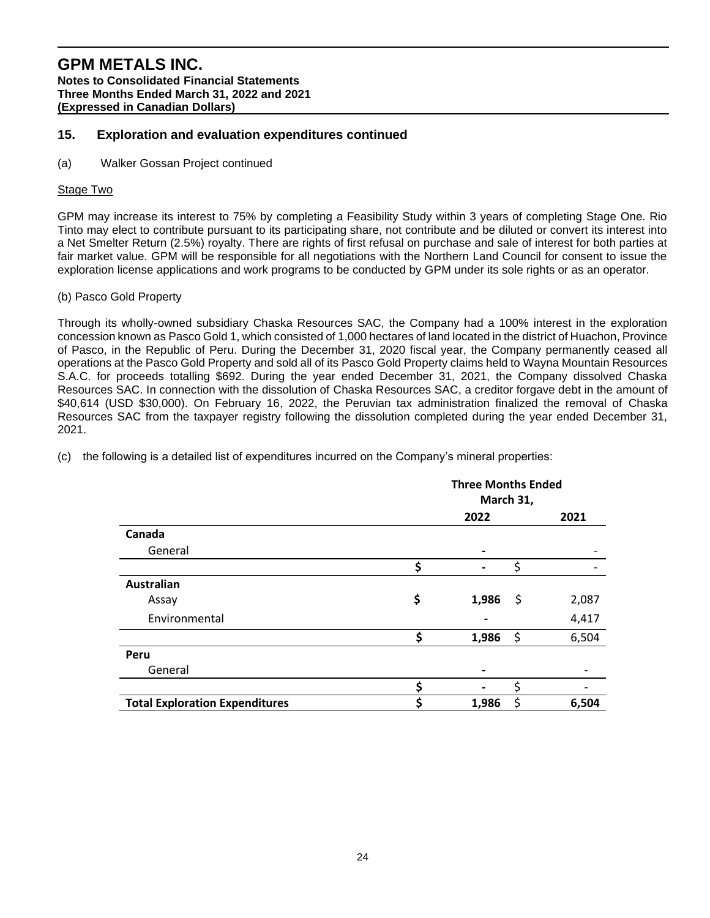## 15. Exploration and evaluation expenditures continued

(a) Walker Gossan Project continued

Stage Two

GPM may increase its interest to 75% by completing a Feasibility Study within 3 years of completing Stage One. Rio Tinto may elect to contribute pursuant to its participating share, not contribute and be diluted or convert its interest into a Net Smelter Return (2.5%) royalty. There are rights of first refusal on purchase and sale of interest for both parties at fair market value. GPM will be responsible for all negotiations with the Northern Land Council for consent to issue the exploration license applications and work programs to be conducted by GPM under its sole rights or as an operator.

(b) Pasco Gold Property

Through its wholly-owned subsidiary Chaska Resources SAC, the Company had a 100% interest in the exploration concession known as Pasco Gold 1, which consisted of 1,000 hectares of land located in the district of Huachon, Province of Pasco, in the Republic of Peru. During the December 31, 2020 fiscal year, the Company permanently ceased all operations at the Pasco Gold Property and sold all of its Pasco Gold Property claims held to Wayna Mountain Resources S.A.C. for proceeds totalling $692. During the year ended December 31, 2021, the Company dissolved Chaska Resources SAC. In connection with the dissolution of Chaska Resources SAC, a creditor forgave debt in the amount of $40,614 (USD $30,000). On February 16, 2022, the Peruvian tax administration finalized the removal of Chaska Resources SAC from the taxpayer registry following the dissolution completed during the year ended December 31, 2021.

(c) the following is a detailed list of expenditures incurred on the Company's mineral properties:

| | Three Months Ended March 31, | |
|---|---|---|
| | **2022** | **2021** |
| **Canada** | | |
| General | - | - |
| | $ - | $ - |
| **Australian** | | |
| Assay | $ 1,986 | $ 2,087 |
| Environmental | - | 4,417 |
| | $ 1,986 | $ 6,504 |
| **Peru** | | |
| General | - | - |
| | $ - | $ - |
| **Total Exploration Expenditures** | $ 1,986 | $ 6,504 |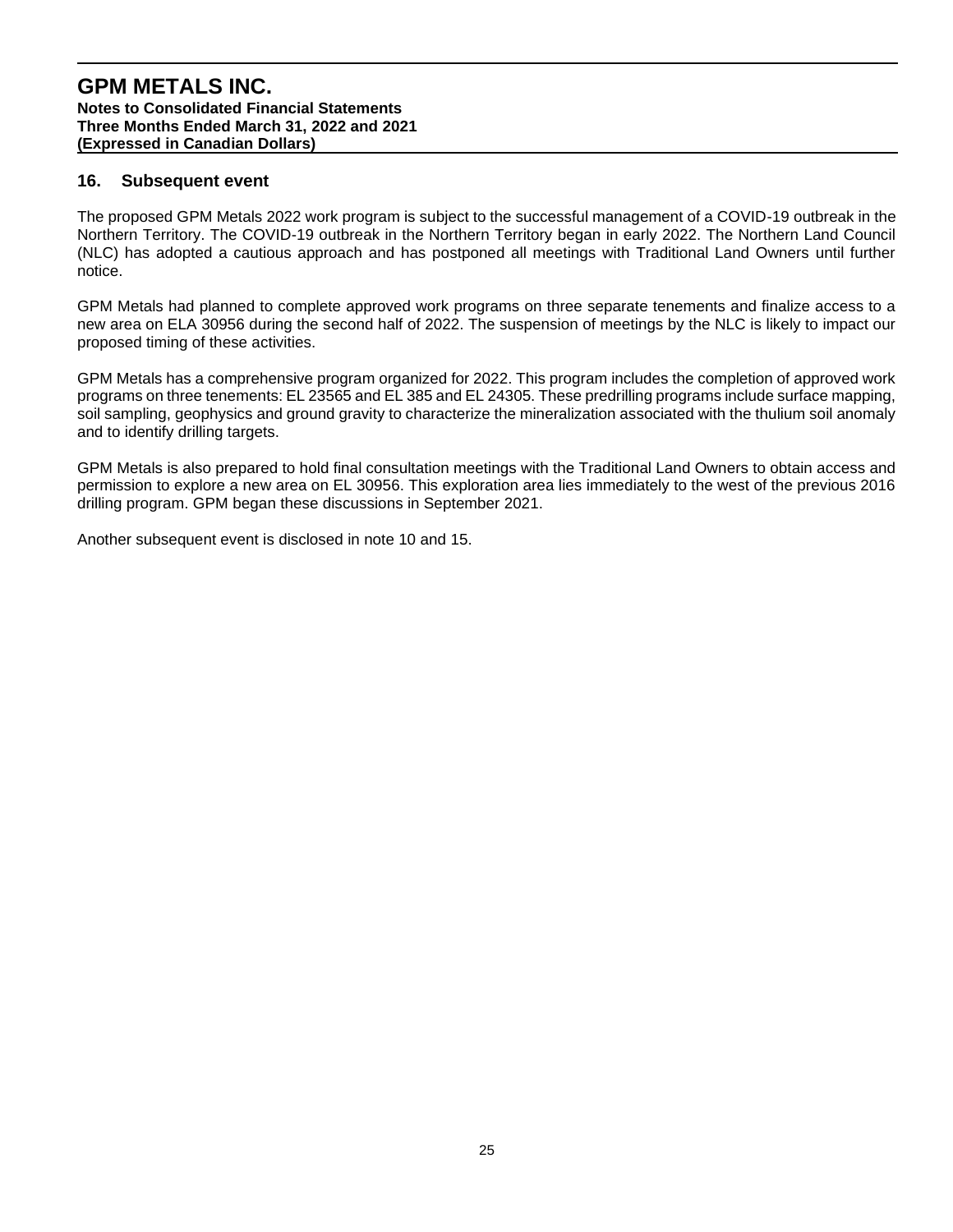## 16. Subsequent event

The proposed GPM Metals 2022 work program is subject to the successful management of a COVID-19 outbreak in the Northern Territory. The COVID-19 outbreak in the Northern Territory began in early 2022. The Northern Land Council (NLC) has adopted a cautious approach and has postponed all meetings with Traditional Land Owners until further notice.

GPM Metals had planned to complete approved work programs on three separate tenements and finalize access to a new area on ELA 30956 during the second half of 2022. The suspension of meetings by the NLC is likely to impact our proposed timing of these activities.

GPM Metals has a comprehensive program organized for 2022. This program includes the completion of approved work programs on three tenements: EL 23565 and EL 385 and EL 24305. These predrilling programs include surface mapping, soil sampling, geophysics and ground gravity to characterize the mineralization associated with the thulium soil anomaly and to identify drilling targets.

GPM Metals is also prepared to hold final consultation meetings with the Traditional Land Owners to obtain access and permission to explore a new area on EL 30956. This exploration area lies immediately to the west of the previous 2016 drilling program. GPM began these discussions in September 2021.

Another subsequent event is disclosed in note 10 and 15.